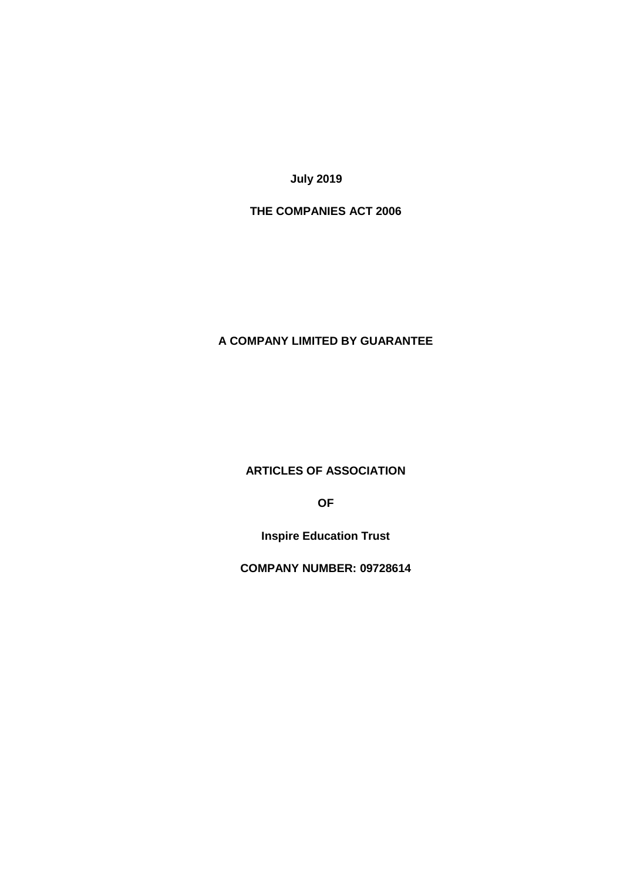**July 2019**

**THE COMPANIES ACT 2006**

**A COMPANY LIMITED BY GUARANTEE**

# ARTICLES OF ASSOCIATION

# OF

# Inspire Education Trust

**COMPANY NUMBER: 09728614**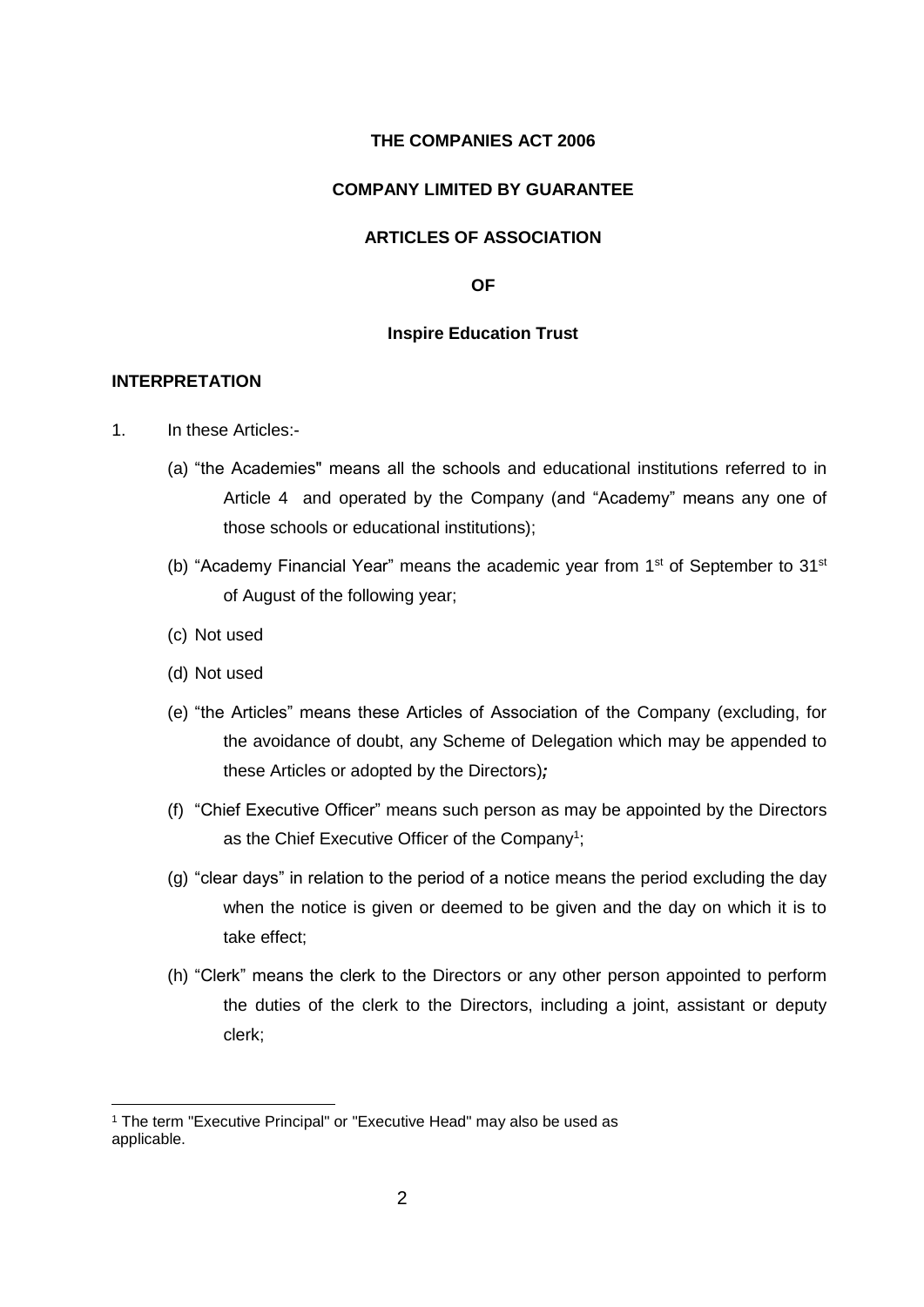**THE COMPANIES ACT 2006**

**COMPANY LIMITED BY GUARANTEE**

**ARTICLES OF ASSOCIATION**

**OF**

**Inspire Education Trust**

**INTERPRETATION**

1. In these Articles:-

   (a) "the Academies" means all the schools and educational institutions referred to in Article 4 and operated by the Company (and "Academy" means any one of those schools or educational institutions);

   (b) "Academy Financial Year" means the academic year from 1st of September to 31st of August of the following year;

   (c) Not used

   (d) Not used

   (e) "the Articles" means these Articles of Association of the Company (excluding, for the avoidance of doubt, any Scheme of Delegation which may be appended to these Articles or adopted by the Directors)***;***

   (f) "Chief Executive Officer" means such person as may be appointed by the Directors as the Chief Executive Officer of the Company[1];

   (g) "clear days" in relation to the period of a notice means the period excluding the day when the notice is given or deemed to be given and the day on which it is to take effect;

   (h) "Clerk" means the clerk to the Directors or any other person appointed to perform the duties of the clerk to the Directors, including a joint, assistant or deputy clerk;

[1] The term "Executive Principal" or "Executive Head" may also be used as applicable.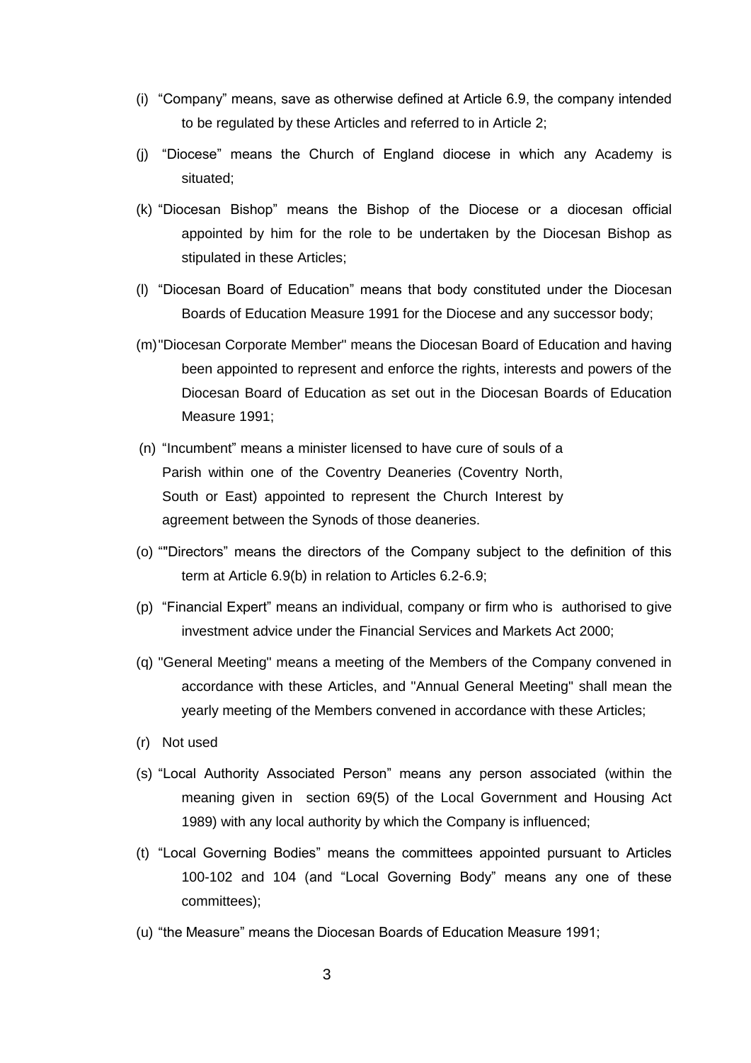(i) "Company" means, save as otherwise defined at Article 6.9, the company intended to be regulated by these Articles and referred to in Article 2;

(j) "Diocese" means the Church of England diocese in which any Academy is situated;

(k) "Diocesan Bishop" means the Bishop of the Diocese or a diocesan official appointed by him for the role to be undertaken by the Diocesan Bishop as stipulated in these Articles;

(l) "Diocesan Board of Education" means that body constituted under the Diocesan Boards of Education Measure 1991 for the Diocese and any successor body;

(m) "Diocesan Corporate Member" means the Diocesan Board of Education and having been appointed to represent and enforce the rights, interests and powers of the Diocesan Board of Education as set out in the Diocesan Boards of Education Measure 1991;

(n) "Incumbent" means a minister licensed to have cure of souls of a Parish within one of the Coventry Deaneries (Coventry North, South or East) appointed to represent the Church Interest by agreement between the Synods of those deaneries.

(o) ""Directors" means the directors of the Company subject to the definition of this term at Article 6.9(b) in relation to Articles 6.2-6.9;

(p) "Financial Expert" means an individual, company or firm who is authorised to give investment advice under the Financial Services and Markets Act 2000;

(q) "General Meeting" means a meeting of the Members of the Company convened in accordance with these Articles, and "Annual General Meeting" shall mean the yearly meeting of the Members convened in accordance with these Articles;

(r) Not used

(s) "Local Authority Associated Person" means any person associated (within the meaning given in section 69(5) of the Local Government and Housing Act 1989) with any local authority by which the Company is influenced;

(t) "Local Governing Bodies" means the committees appointed pursuant to Articles 100-102 and 104 (and "Local Governing Body" means any one of these committees);

(u) "the Measure" means the Diocesan Boards of Education Measure 1991;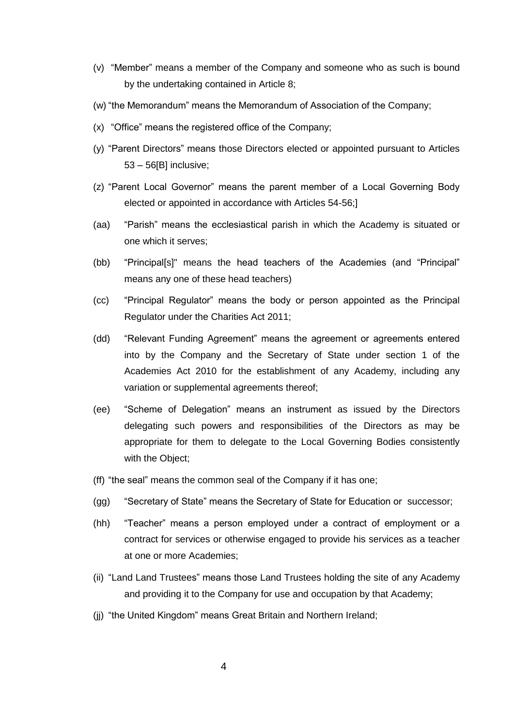(v) “Member” means a member of the Company and someone who as such is bound by the undertaking contained in Article 8;

(w) “the Memorandum” means the Memorandum of Association of the Company;

(x) “Office” means the registered office of the Company;

(y) “Parent Directors” means those Directors elected or appointed pursuant to Articles 53 – 56[B] inclusive;

(z) “Parent Local Governor” means the parent member of a Local Governing Body elected or appointed in accordance with Articles 54-56;]

(aa) “Parish” means the ecclesiastical parish in which the Academy is situated or one which it serves;

(bb) “Principal[s]" means the head teachers of the Academies (and “Principal” means any one of these head teachers)

(cc) “Principal Regulator” means the body or person appointed as the Principal Regulator under the Charities Act 2011;

(dd) “Relevant Funding Agreement” means the agreement or agreements entered into by the Company and the Secretary of State under section 1 of the Academies Act 2010 for the establishment of any Academy, including any variation or supplemental agreements thereof;

(ee) “Scheme of Delegation” means an instrument as issued by the Directors delegating such powers and responsibilities of the Directors as may be appropriate for them to delegate to the Local Governing Bodies consistently with the Object;

(ff) “the seal” means the common seal of the Company if it has one;

(gg) “Secretary of State” means the Secretary of State for Education or successor;

(hh) “Teacher” means a person employed under a contract of employment or a contract for services or otherwise engaged to provide his services as a teacher at one or more Academies;

(ii) “Land Land Trustees” means those Land Trustees holding the site of any Academy and providing it to the Company for use and occupation by that Academy;

(jj) “the United Kingdom” means Great Britain and Northern Ireland;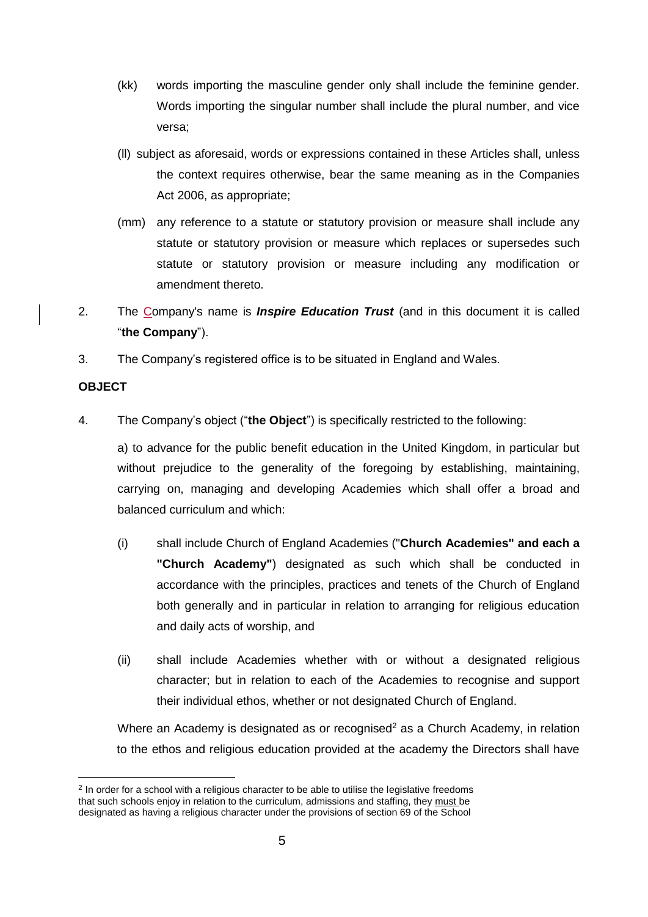(kk) words importing the masculine gender only shall include the feminine gender. Words importing the singular number shall include the plural number, and vice versa;

(ll) subject as aforesaid, words or expressions contained in these Articles shall, unless the context requires otherwise, bear the same meaning as in the Companies Act 2006, as appropriate;

(mm) any reference to a statute or statutory provision or measure shall include any statute or statutory provision or measure which replaces or supersedes such statute or statutory provision or measure including any modification or amendment thereto.

2. The Company's name is ***Inspire Education Trust*** (and in this document it is called "**the Company**").

3. The Company's registered office is to be situated in England and Wales.

**OBJECT**

4. The Company's object ("**the Object**") is specifically restricted to the following:

a) to advance for the public benefit education in the United Kingdom, in particular but without prejudice to the generality of the foregoing by establishing, maintaining, carrying on, managing and developing Academies which shall offer a broad and balanced curriculum and which:

(i) shall include Church of England Academies ("**Church Academies" and each a "Church Academy"**) designated as such which shall be conducted in accordance with the principles, practices and tenets of the Church of England both generally and in particular in relation to arranging for religious education and daily acts of worship, and

(ii) shall include Academies whether with or without a designated religious character; but in relation to each of the Academies to recognise and support their individual ethos, whether or not designated Church of England.

Where an Academy is designated as or recognised[2] as a Church Academy, in relation to the ethos and religious education provided at the academy the Directors shall have

[2] In order for a school with a religious character to be able to utilise the legislative freedoms that such schools enjoy in relation to the curriculum, admissions and staffing, they must be designated as having a religious character under the provisions of section 69 of the School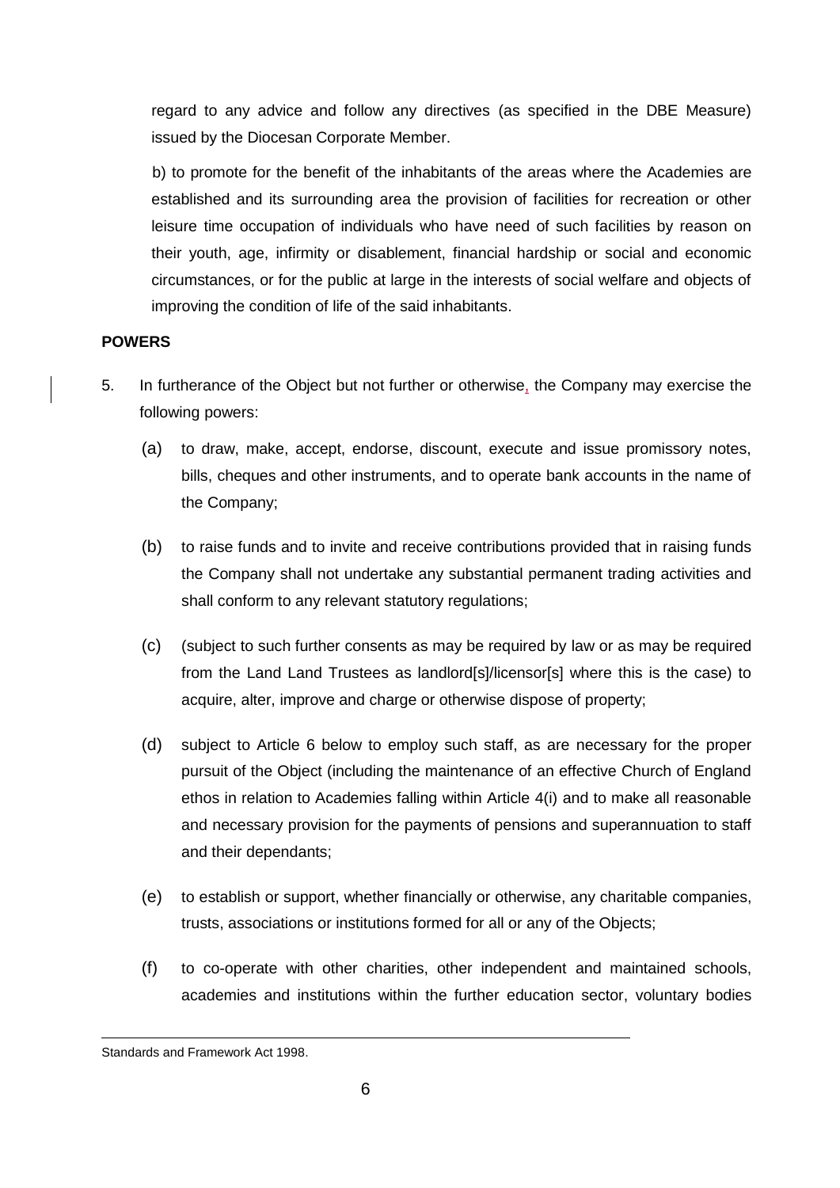regard to any advice and follow any directives (as specified in the DBE Measure) issued by the Diocesan Corporate Member.

b) to promote for the benefit of the inhabitants of the areas where the Academies are established and its surrounding area the provision of facilities for recreation or other leisure time occupation of individuals who have need of such facilities by reason on their youth, age, infirmity or disablement, financial hardship or social and economic circumstances, or for the public at large in the interests of social welfare and objects of improving the condition of life of the said inhabitants.

**POWERS**

5. In furtherance of the Object but not further or otherwise, the Company may exercise the following powers:

   (a) to draw, make, accept, endorse, discount, execute and issue promissory notes, bills, cheques and other instruments, and to operate bank accounts in the name of the Company;

   (b) to raise funds and to invite and receive contributions provided that in raising funds the Company shall not undertake any substantial permanent trading activities and shall conform to any relevant statutory regulations;

   (c) (subject to such further consents as may be required by law or as may be required from the Land Land Trustees as landlord[s]/licensor[s] where this is the case) to acquire, alter, improve and charge or otherwise dispose of property;

   (d) subject to Article 6 below to employ such staff, as are necessary for the proper pursuit of the Object (including the maintenance of an effective Church of England ethos in relation to Academies falling within Article 4(i) and to make all reasonable and necessary provision for the payments of pensions and superannuation to staff and their dependants;

   (e) to establish or support, whether financially or otherwise, any charitable companies, trusts, associations or institutions formed for all or any of the Objects;

   (f) to co-operate with other charities, other independent and maintained schools, academies and institutions within the further education sector, voluntary bodies

---

Standards and Framework Act 1998.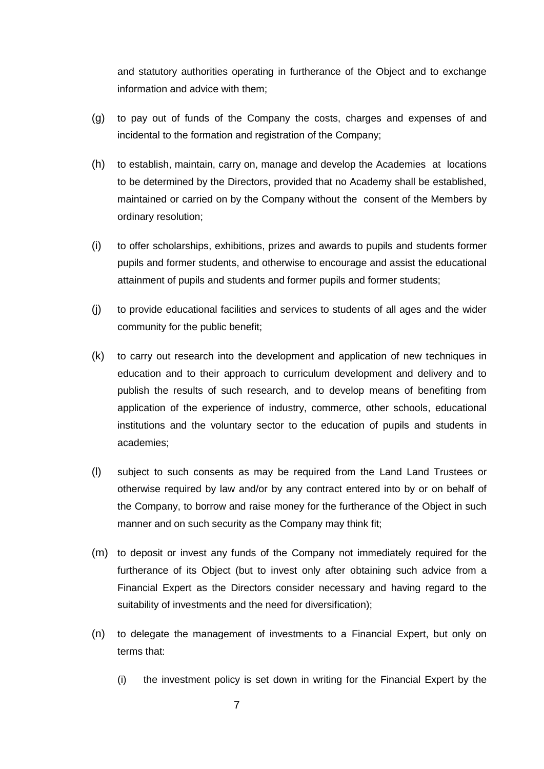and statutory authorities operating in furtherance of the Object and to exchange information and advice with them;

(g) to pay out of funds of the Company the costs, charges and expenses of and incidental to the formation and registration of the Company;

(h) to establish, maintain, carry on, manage and develop the Academies at locations to be determined by the Directors, provided that no Academy shall be established, maintained or carried on by the Company without the consent of the Members by ordinary resolution;

(i) to offer scholarships, exhibitions, prizes and awards to pupils and students former pupils and former students, and otherwise to encourage and assist the educational attainment of pupils and students and former pupils and former students;

(j) to provide educational facilities and services to students of all ages and the wider community for the public benefit;

(k) to carry out research into the development and application of new techniques in education and to their approach to curriculum development and delivery and to publish the results of such research, and to develop means of benefiting from application of the experience of industry, commerce, other schools, educational institutions and the voluntary sector to the education of pupils and students in academies;

(l) subject to such consents as may be required from the Land Land Trustees or otherwise required by law and/or by any contract entered into by or on behalf of the Company, to borrow and raise money for the furtherance of the Object in such manner and on such security as the Company may think fit;

(m) to deposit or invest any funds of the Company not immediately required for the furtherance of its Object (but to invest only after obtaining such advice from a Financial Expert as the Directors consider necessary and having regard to the suitability of investments and the need for diversification);

(n) to delegate the management of investments to a Financial Expert, but only on terms that:

    (i) the investment policy is set down in writing for the Financial Expert by the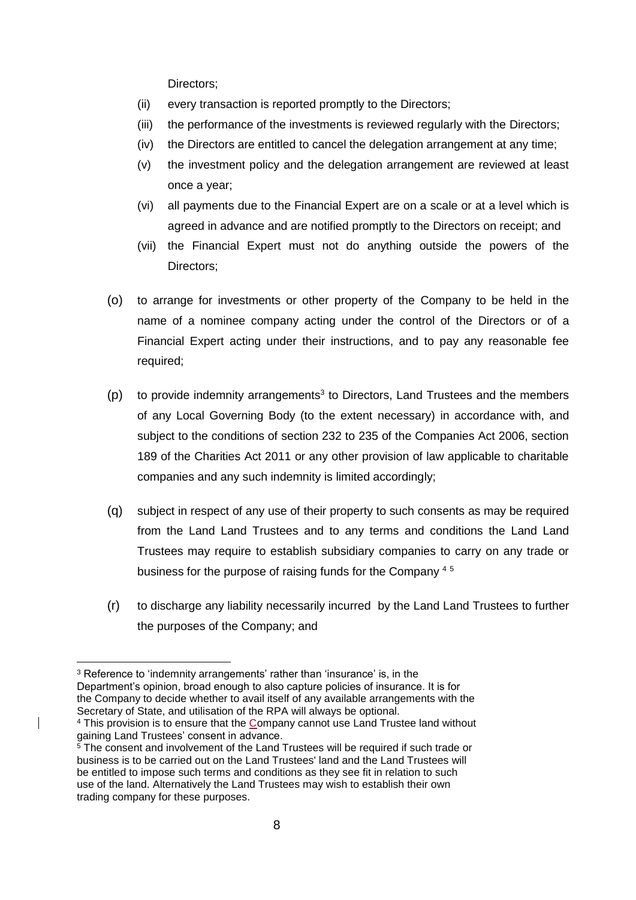Directors;

(ii) every transaction is reported promptly to the Directors;

(iii) the performance of the investments is reviewed regularly with the Directors;

(iv) the Directors are entitled to cancel the delegation arrangement at any time;

(v) the investment policy and the delegation arrangement are reviewed at least once a year;

(vi) all payments due to the Financial Expert are on a scale or at a level which is agreed in advance and are notified promptly to the Directors on receipt; and

(vii) the Financial Expert must not do anything outside the powers of the Directors;

(o) to arrange for investments or other property of the Company to be held in the name of a nominee company acting under the control of the Directors or of a Financial Expert acting under their instructions, and to pay any reasonable fee required;

(p) to provide indemnity arrangements[3] to Directors, Land Trustees and the members of any Local Governing Body (to the extent necessary) in accordance with, and subject to the conditions of section 232 to 235 of the Companies Act 2006, section 189 of the Charities Act 2011 or any other provision of law applicable to charitable companies and any such indemnity is limited accordingly;

(q) subject in respect of any use of their property to such consents as may be required from the Land Land Trustees and to any terms and conditions the Land Land Trustees may require to establish subsidiary companies to carry on any trade or business for the purpose of raising funds for the Company [4] [5]

(r) to discharge any liability necessarily incurred by the Land Land Trustees to further the purposes of the Company; and

---

[3] Reference to 'indemnity arrangements' rather than 'insurance' is, in the Department's opinion, broad enough to also capture policies of insurance. It is for the Company to decide whether to avail itself of any available arrangements with the Secretary of State, and utilisation of the RPA will always be optional.

[4] This provision is to ensure that the Company cannot use Land Trustee land without gaining Land Trustees' consent in advance.

[5] The consent and involvement of the Land Trustees will be required if such trade or business is to be carried out on the Land Trustees' land and the Land Trustees will be entitled to impose such terms and conditions as they see fit in relation to such use of the land. Alternatively the Land Trustees may wish to establish their own trading company for these purposes.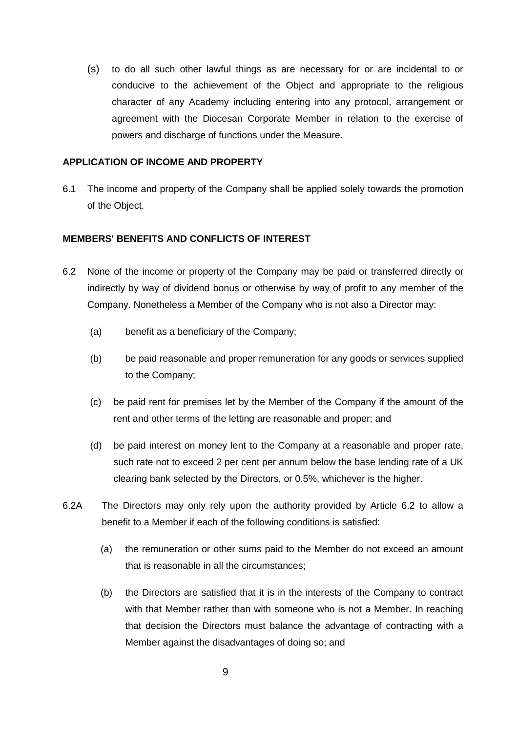(s) to do all such other lawful things as are necessary for or are incidental to or conducive to the achievement of the Object and appropriate to the religious character of any Academy including entering into any protocol, arrangement or agreement with the Diocesan Corporate Member in relation to the exercise of powers and discharge of functions under the Measure.

**APPLICATION OF INCOME AND PROPERTY**

6.1 The income and property of the Company shall be applied solely towards the promotion of the Object.

**MEMBERS' BENEFITS AND CONFLICTS OF INTEREST**

6.2 None of the income or property of the Company may be paid or transferred directly or indirectly by way of dividend bonus or otherwise by way of profit to any member of the Company. Nonetheless a Member of the Company who is not also a Director may:

(a) benefit as a beneficiary of the Company;

(b) be paid reasonable and proper remuneration for any goods or services supplied to the Company;

(c) be paid rent for premises let by the Member of the Company if the amount of the rent and other terms of the letting are reasonable and proper; and

(d) be paid interest on money lent to the Company at a reasonable and proper rate, such rate not to exceed 2 per cent per annum below the base lending rate of a UK clearing bank selected by the Directors, or 0.5%, whichever is the higher.

6.2A The Directors may only rely upon the authority provided by Article 6.2 to allow a benefit to a Member if each of the following conditions is satisfied:

(a) the remuneration or other sums paid to the Member do not exceed an amount that is reasonable in all the circumstances;

(b) the Directors are satisfied that it is in the interests of the Company to contract with that Member rather than with someone who is not a Member. In reaching that decision the Directors must balance the advantage of contracting with a Member against the disadvantages of doing so; and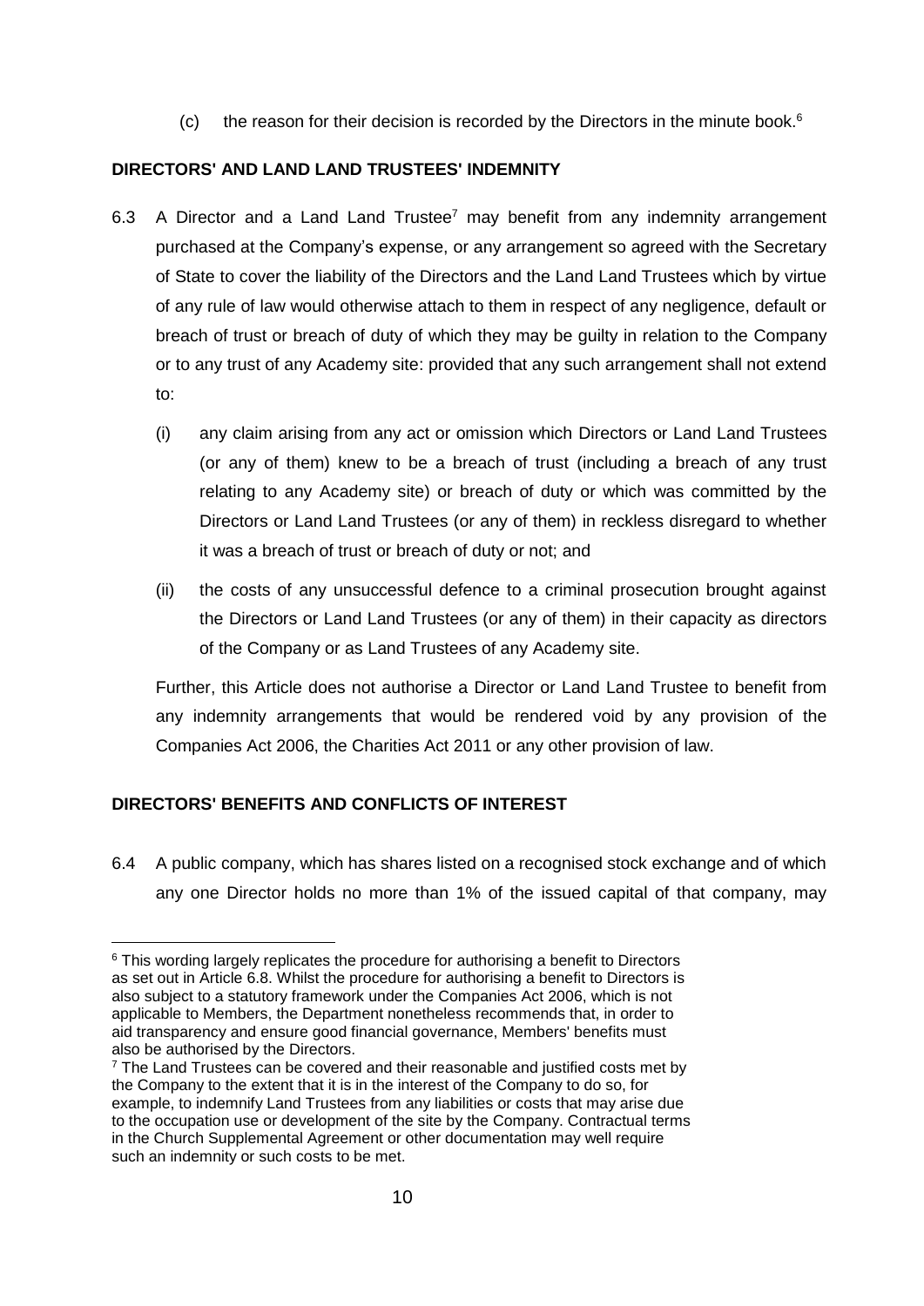(c) the reason for their decision is recorded by the Directors in the minute book.[6]

**DIRECTORS' AND LAND LAND TRUSTEES' INDEMNITY**

6.3 A Director and a Land Land Trustee[7] may benefit from any indemnity arrangement purchased at the Company's expense, or any arrangement so agreed with the Secretary of State to cover the liability of the Directors and the Land Land Trustees which by virtue of any rule of law would otherwise attach to them in respect of any negligence, default or breach of trust or breach of duty of which they may be guilty in relation to the Company or to any trust of any Academy site: provided that any such arrangement shall not extend to:

(i) any claim arising from any act or omission which Directors or Land Land Trustees (or any of them) knew to be a breach of trust (including a breach of any trust relating to any Academy site) or breach of duty or which was committed by the Directors or Land Land Trustees (or any of them) in reckless disregard to whether it was a breach of trust or breach of duty or not; and

(ii) the costs of any unsuccessful defence to a criminal prosecution brought against the Directors or Land Land Trustees (or any of them) in their capacity as directors of the Company or as Land Trustees of any Academy site.

Further, this Article does not authorise a Director or Land Land Trustee to benefit from any indemnity arrangements that would be rendered void by any provision of the Companies Act 2006, the Charities Act 2011 or any other provision of law.

**DIRECTORS' BENEFITS AND CONFLICTS OF INTEREST**

6.4 A public company, which has shares listed on a recognised stock exchange and of which any one Director holds no more than 1% of the issued capital of that company, may

---

[6] This wording largely replicates the procedure for authorising a benefit to Directors as set out in Article 6.8. Whilst the procedure for authorising a benefit to Directors is also subject to a statutory framework under the Companies Act 2006, which is not applicable to Members, the Department nonetheless recommends that, in order to aid transparency and ensure good financial governance, Members' benefits must also be authorised by the Directors.

[7] The Land Trustees can be covered and their reasonable and justified costs met by the Company to the extent that it is in the interest of the Company to do so, for example, to indemnify Land Trustees from any liabilities or costs that may arise due to the occupation use or development of the site by the Company. Contractual terms in the Church Supplemental Agreement or other documentation may well require such an indemnity or such costs to be met.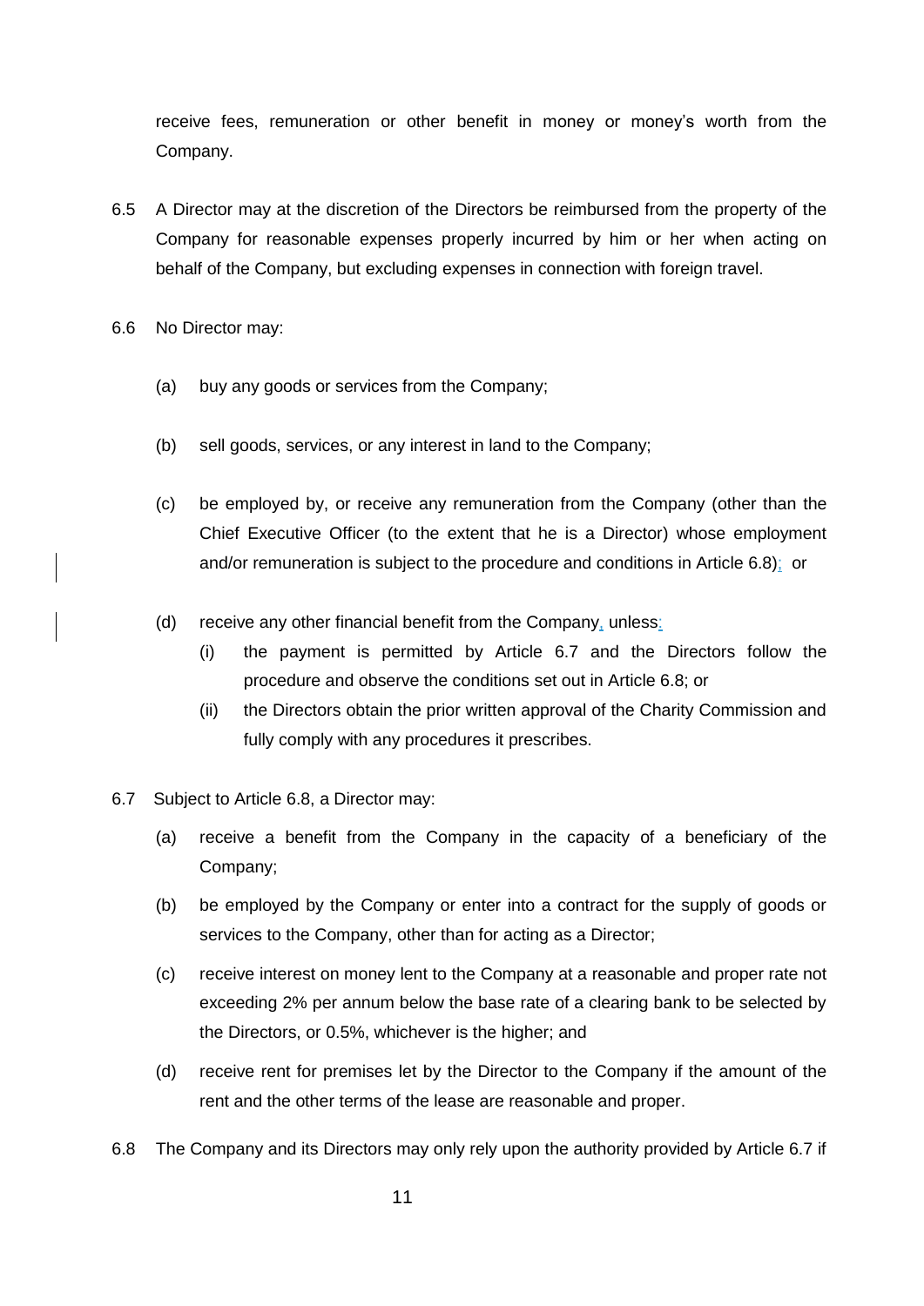receive fees, remuneration or other benefit in money or money's worth from the Company.

6.5 A Director may at the discretion of the Directors be reimbursed from the property of the Company for reasonable expenses properly incurred by him or her when acting on behalf of the Company, but excluding expenses in connection with foreign travel.

6.6 No Director may:

(a) buy any goods or services from the Company;

(b) sell goods, services, or any interest in land to the Company;

(c) be employed by, or receive any remuneration from the Company (other than the Chief Executive Officer (to the extent that he is a Director) whose employment and/or remuneration is subject to the procedure and conditions in Article 6.8); or

(d) receive any other financial benefit from the Company, unless:

(i) the payment is permitted by Article 6.7 and the Directors follow the procedure and observe the conditions set out in Article 6.8; or

(ii) the Directors obtain the prior written approval of the Charity Commission and fully comply with any procedures it prescribes.

6.7 Subject to Article 6.8, a Director may:

(a) receive a benefit from the Company in the capacity of a beneficiary of the Company;

(b) be employed by the Company or enter into a contract for the supply of goods or services to the Company, other than for acting as a Director;

(c) receive interest on money lent to the Company at a reasonable and proper rate not exceeding 2% per annum below the base rate of a clearing bank to be selected by the Directors, or 0.5%, whichever is the higher; and

(d) receive rent for premises let by the Director to the Company if the amount of the rent and the other terms of the lease are reasonable and proper.

6.8 The Company and its Directors may only rely upon the authority provided by Article 6.7 if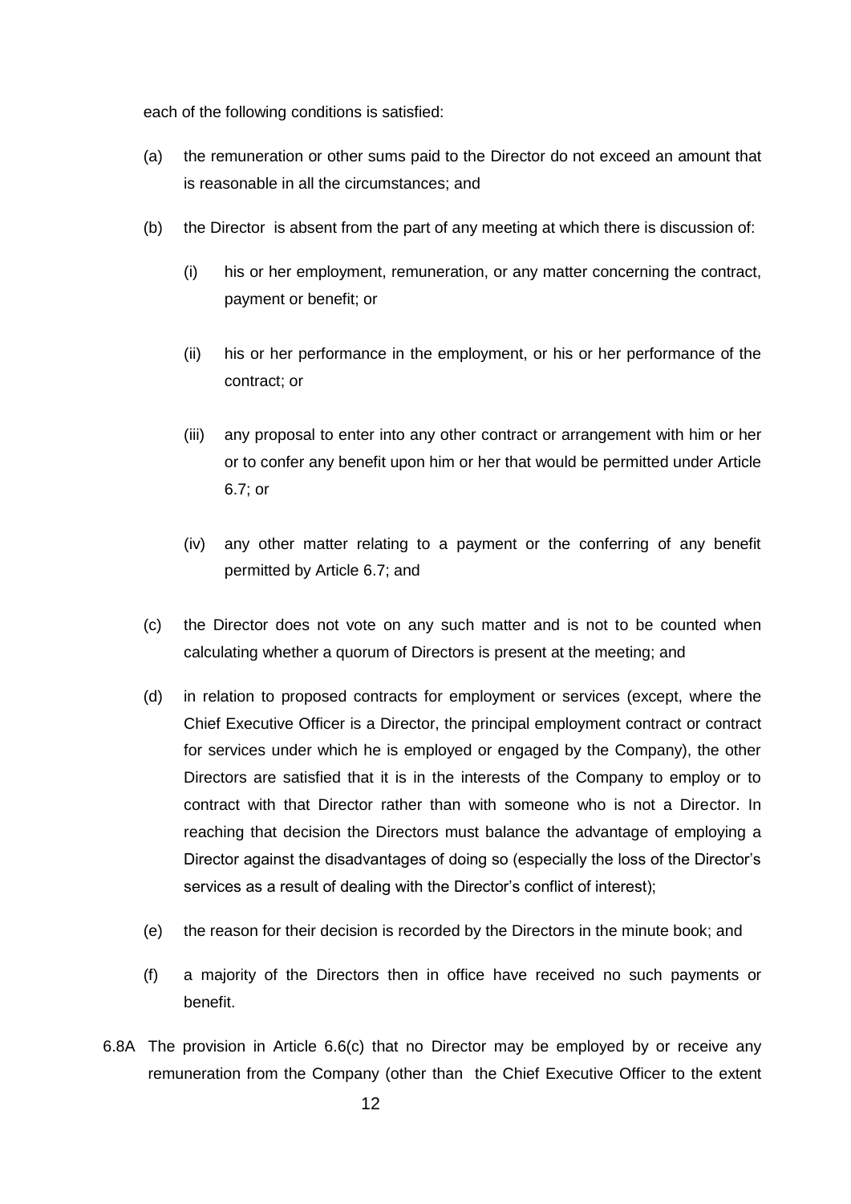each of the following conditions is satisfied:

(a) the remuneration or other sums paid to the Director do not exceed an amount that is reasonable in all the circumstances; and

(b) the Director is absent from the part of any meeting at which there is discussion of:

  (i) his or her employment, remuneration, or any matter concerning the contract, payment or benefit; or

  (ii) his or her performance in the employment, or his or her performance of the contract; or

  (iii) any proposal to enter into any other contract or arrangement with him or her or to confer any benefit upon him or her that would be permitted under Article 6.7; or

  (iv) any other matter relating to a payment or the conferring of any benefit permitted by Article 6.7; and

(c) the Director does not vote on any such matter and is not to be counted when calculating whether a quorum of Directors is present at the meeting; and

(d) in relation to proposed contracts for employment or services (except, where the Chief Executive Officer is a Director, the principal employment contract or contract for services under which he is employed or engaged by the Company), the other Directors are satisfied that it is in the interests of the Company to employ or to contract with that Director rather than with someone who is not a Director. In reaching that decision the Directors must balance the advantage of employing a Director against the disadvantages of doing so (especially the loss of the Director's services as a result of dealing with the Director's conflict of interest);

(e) the reason for their decision is recorded by the Directors in the minute book; and

(f) a majority of the Directors then in office have received no such payments or benefit.

6.8A The provision in Article 6.6(c) that no Director may be employed by or receive any remuneration from the Company (other than the Chief Executive Officer to the extent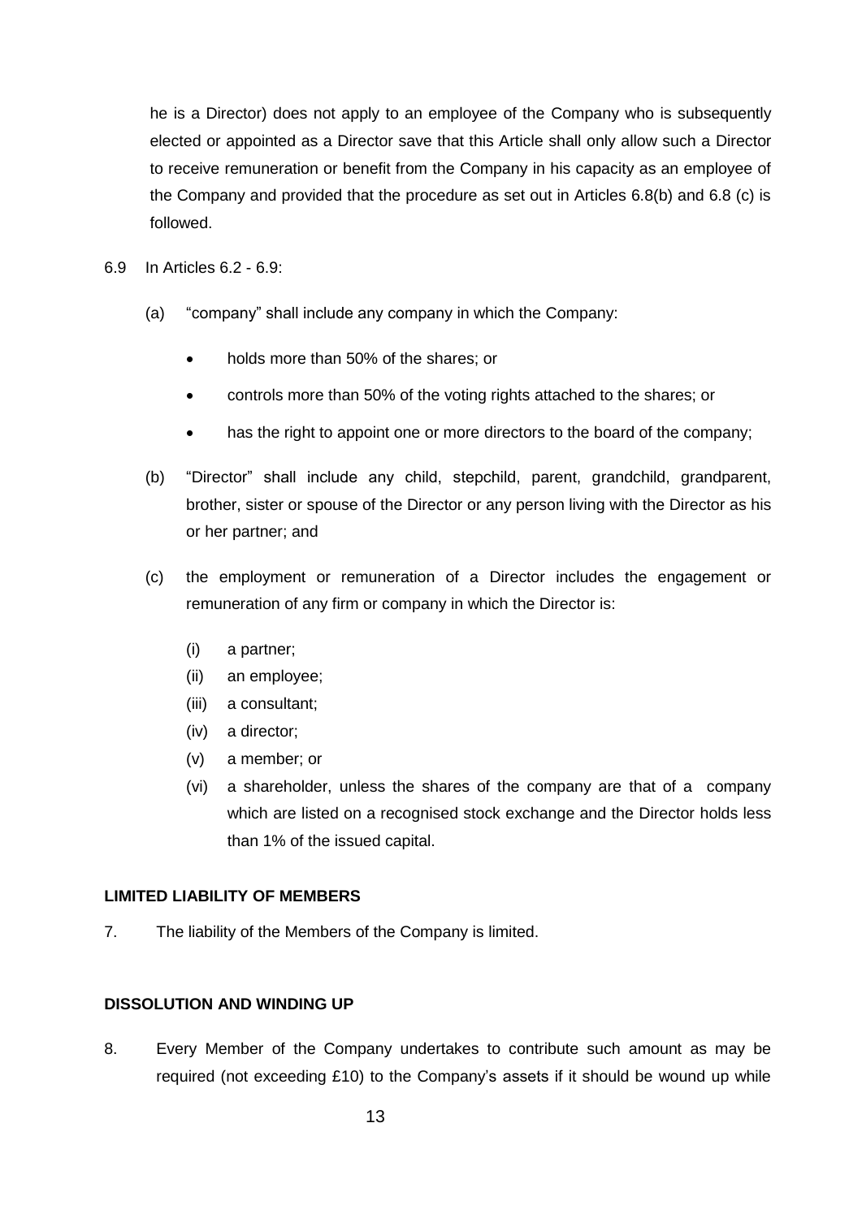he is a Director) does not apply to an employee of the Company who is subsequently elected or appointed as a Director save that this Article shall only allow such a Director to receive remuneration or benefit from the Company in his capacity as an employee of the Company and provided that the procedure as set out in Articles 6.8(b) and 6.8 (c) is followed.

6.9 In Articles 6.2 - 6.9:

(a) "company" shall include any company in which the Company:

- holds more than 50% of the shares; or
- controls more than 50% of the voting rights attached to the shares; or
- has the right to appoint one or more directors to the board of the company;

(b) "Director" shall include any child, stepchild, parent, grandchild, grandparent, brother, sister or spouse of the Director or any person living with the Director as his or her partner; and

(c) the employment or remuneration of a Director includes the engagement or remuneration of any firm or company in which the Director is:

(i) a partner;
(ii) an employee;
(iii) a consultant;
(iv) a director;
(v) a member; or
(vi) a shareholder, unless the shares of the company are that of a company which are listed on a recognised stock exchange and the Director holds less than 1% of the issued capital.

**LIMITED LIABILITY OF MEMBERS**

7. The liability of the Members of the Company is limited.

**DISSOLUTION AND WINDING UP**

8. Every Member of the Company undertakes to contribute such amount as may be required (not exceeding £10) to the Company's assets if it should be wound up while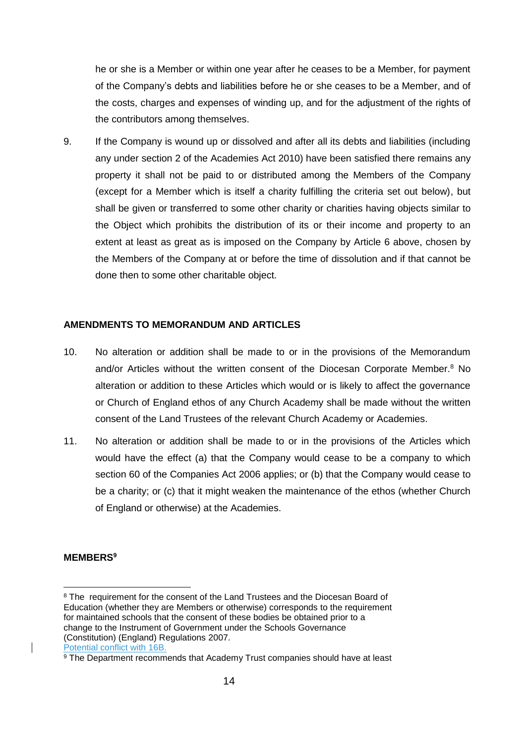he or she is a Member or within one year after he ceases to be a Member, for payment of the Company's debts and liabilities before he or she ceases to be a Member, and of the costs, charges and expenses of winding up, and for the adjustment of the rights of the contributors among themselves.

9. If the Company is wound up or dissolved and after all its debts and liabilities (including any under section 2 of the Academies Act 2010) have been satisfied there remains any property it shall not be paid to or distributed among the Members of the Company (except for a Member which is itself a charity fulfilling the criteria set out below), but shall be given or transferred to some other charity or charities having objects similar to the Object which prohibits the distribution of its or their income and property to an extent at least as great as is imposed on the Company by Article 6 above, chosen by the Members of the Company at or before the time of dissolution and if that cannot be done then to some other charitable object.

**AMENDMENTS TO MEMORANDUM AND ARTICLES**

10. No alteration or addition shall be made to or in the provisions of the Memorandum and/or Articles without the written consent of the Diocesan Corporate Member.[8] No alteration or addition to these Articles which would or is likely to affect the governance or Church of England ethos of any Church Academy shall be made without the written consent of the Land Trustees of the relevant Church Academy or Academies.

11. No alteration or addition shall be made to or in the provisions of the Articles which would have the effect (a) that the Company would cease to be a company to which section 60 of the Companies Act 2006 applies; or (b) that the Company would cease to be a charity; or (c) that it might weaken the maintenance of the ethos (whether Church of England or otherwise) at the Academies.

**MEMBERS[9]**

---

[8] The requirement for the consent of the Land Trustees and the Diocesan Board of Education (whether they are Members or otherwise) corresponds to the requirement for maintained schools that the consent of these bodies be obtained prior to a change to the Instrument of Government under the Schools Governance (Constitution) (England) Regulations 2007.
Potential conflict with 16B.

[9] The Department recommends that Academy Trust companies should have at least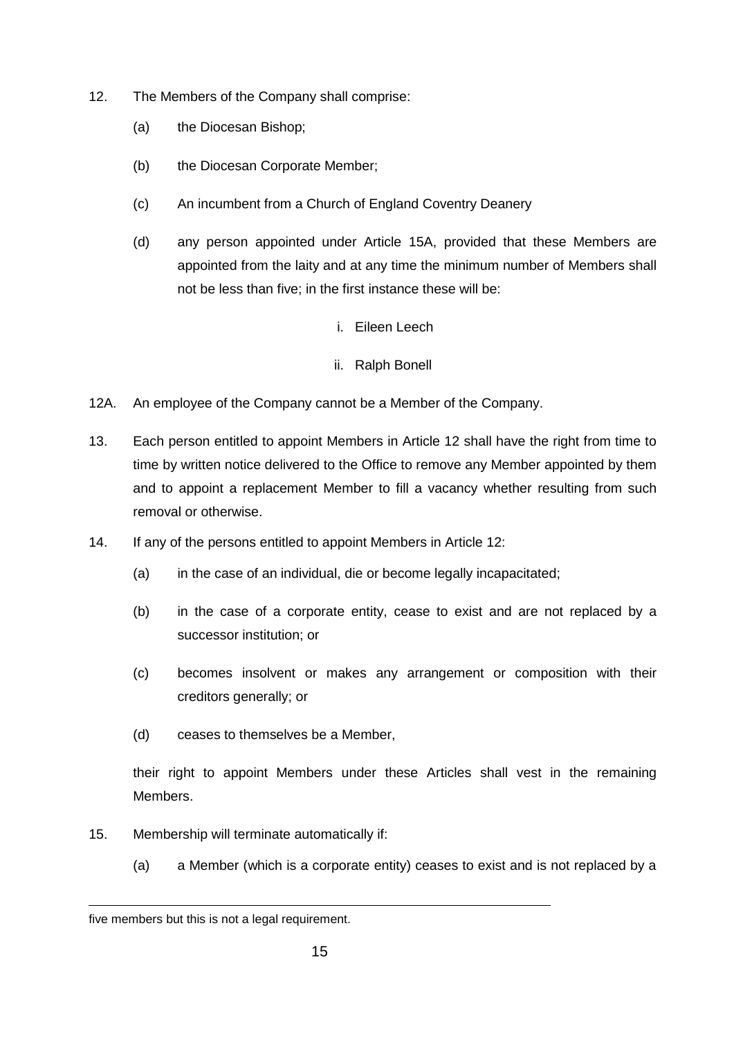12. The Members of the Company shall comprise:

    (a) the Diocesan Bishop;

    (b) the Diocesan Corporate Member;

    (c) An incumbent from a Church of England Coventry Deanery

    (d) any person appointed under Article 15A, provided that these Members are appointed from the laity and at any time the minimum number of Members shall not be less than five; in the first instance these will be:

        i. Eileen Leech

        ii. Ralph Bonell

12A. An employee of the Company cannot be a Member of the Company.

13. Each person entitled to appoint Members in Article 12 shall have the right from time to time by written notice delivered to the Office to remove any Member appointed by them and to appoint a replacement Member to fill a vacancy whether resulting from such removal or otherwise.

14. If any of the persons entitled to appoint Members in Article 12:

    (a) in the case of an individual, die or become legally incapacitated;

    (b) in the case of a corporate entity, cease to exist and are not replaced by a successor institution; or

    (c) becomes insolvent or makes any arrangement or composition with their creditors generally; or

    (d) ceases to themselves be a Member,

    their right to appoint Members under these Articles shall vest in the remaining Members.

15. Membership will terminate automatically if:

    (a) a Member (which is a corporate entity) ceases to exist and is not replaced by a

---

five members but this is not a legal requirement.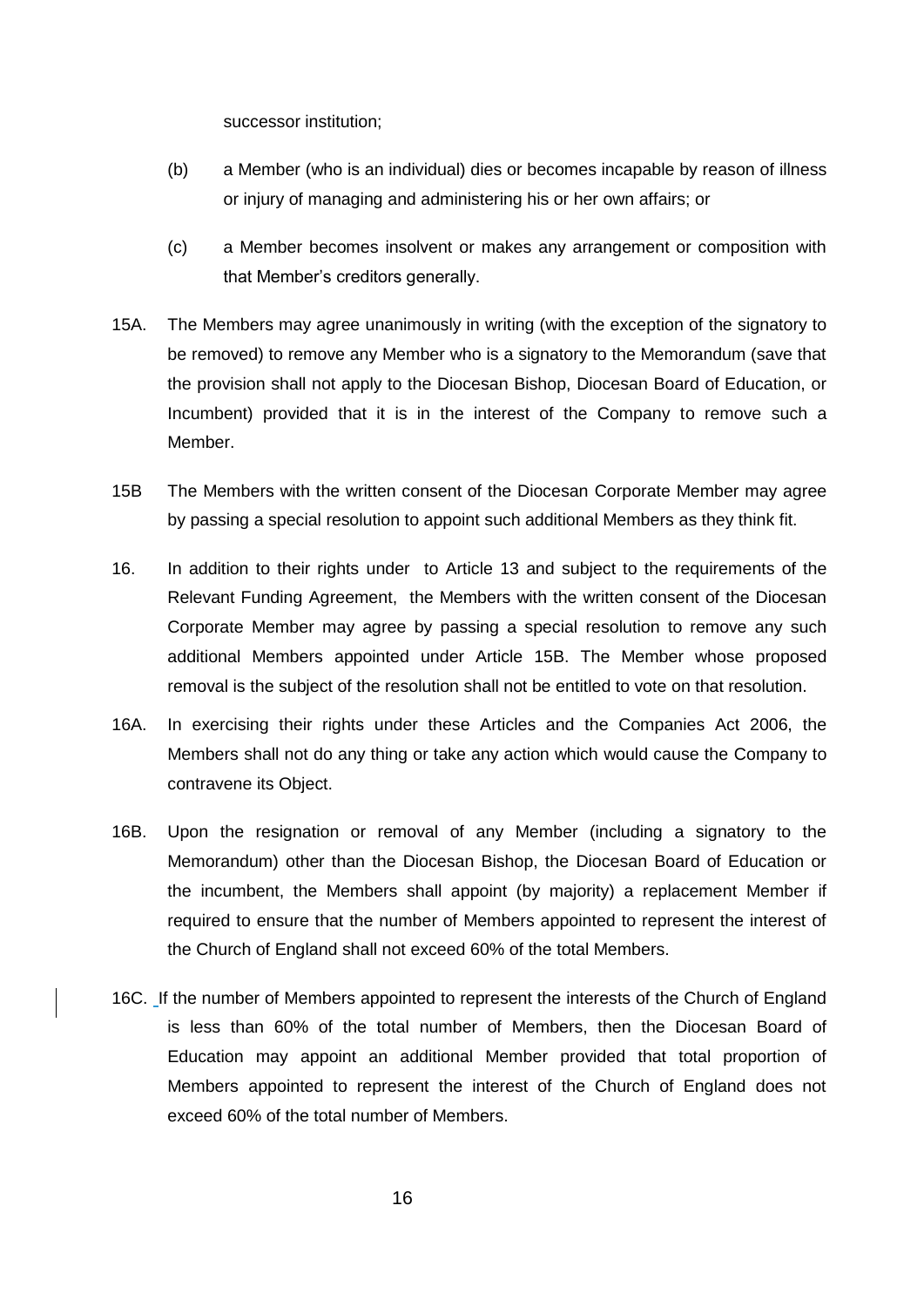successor institution;

(b) a Member (who is an individual) dies or becomes incapable by reason of illness or injury of managing and administering his or her own affairs; or

(c) a Member becomes insolvent or makes any arrangement or composition with that Member's creditors generally.

15A. The Members may agree unanimously in writing (with the exception of the signatory to be removed) to remove any Member who is a signatory to the Memorandum (save that the provision shall not apply to the Diocesan Bishop, Diocesan Board of Education, or Incumbent) provided that it is in the interest of the Company to remove such a Member.

15B The Members with the written consent of the Diocesan Corporate Member may agree by passing a special resolution to appoint such additional Members as they think fit.

16. In addition to their rights under to Article 13 and subject to the requirements of the Relevant Funding Agreement, the Members with the written consent of the Diocesan Corporate Member may agree by passing a special resolution to remove any such additional Members appointed under Article 15B. The Member whose proposed removal is the subject of the resolution shall not be entitled to vote on that resolution.

16A. In exercising their rights under these Articles and the Companies Act 2006, the Members shall not do any thing or take any action which would cause the Company to contravene its Object.

16B. Upon the resignation or removal of any Member (including a signatory to the Memorandum) other than the Diocesan Bishop, the Diocesan Board of Education or the incumbent, the Members shall appoint (by majority) a replacement Member if required to ensure that the number of Members appointed to represent the interest of the Church of England shall not exceed 60% of the total Members.

16C. If the number of Members appointed to represent the interests of the Church of England is less than 60% of the total number of Members, then the Diocesan Board of Education may appoint an additional Member provided that total proportion of Members appointed to represent the interest of the Church of England does not exceed 60% of the total number of Members.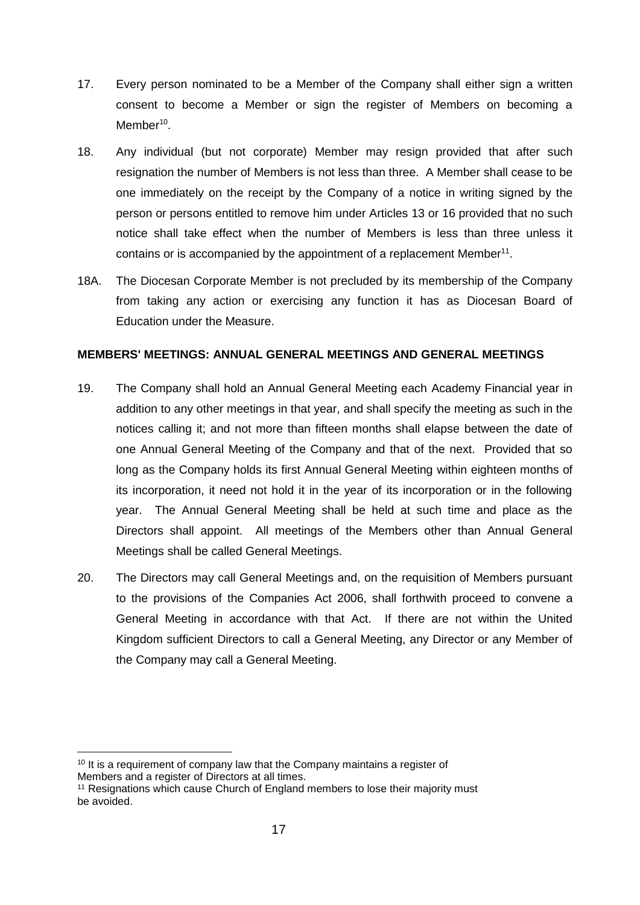17. Every person nominated to be a Member of the Company shall either sign a written consent to become a Member or sign the register of Members on becoming a Member[10].

18. Any individual (but not corporate) Member may resign provided that after such resignation the number of Members is not less than three. A Member shall cease to be one immediately on the receipt by the Company of a notice in writing signed by the person or persons entitled to remove him under Articles 13 or 16 provided that no such notice shall take effect when the number of Members is less than three unless it contains or is accompanied by the appointment of a replacement Member[11].

18A. The Diocesan Corporate Member is not precluded by its membership of the Company from taking any action or exercising any function it has as Diocesan Board of Education under the Measure.

**MEMBERS' MEETINGS: ANNUAL GENERAL MEETINGS AND GENERAL MEETINGS**

19. The Company shall hold an Annual General Meeting each Academy Financial year in addition to any other meetings in that year, and shall specify the meeting as such in the notices calling it; and not more than fifteen months shall elapse between the date of one Annual General Meeting of the Company and that of the next. Provided that so long as the Company holds its first Annual General Meeting within eighteen months of its incorporation, it need not hold it in the year of its incorporation or in the following year. The Annual General Meeting shall be held at such time and place as the Directors shall appoint. All meetings of the Members other than Annual General Meetings shall be called General Meetings.

20. The Directors may call General Meetings and, on the requisition of Members pursuant to the provisions of the Companies Act 2006, shall forthwith proceed to convene a General Meeting in accordance with that Act. If there are not within the United Kingdom sufficient Directors to call a General Meeting, any Director or any Member of the Company may call a General Meeting.

---

[10] It is a requirement of company law that the Company maintains a register of Members and a register of Directors at all times.

[11] Resignations which cause Church of England members to lose their majority must be avoided.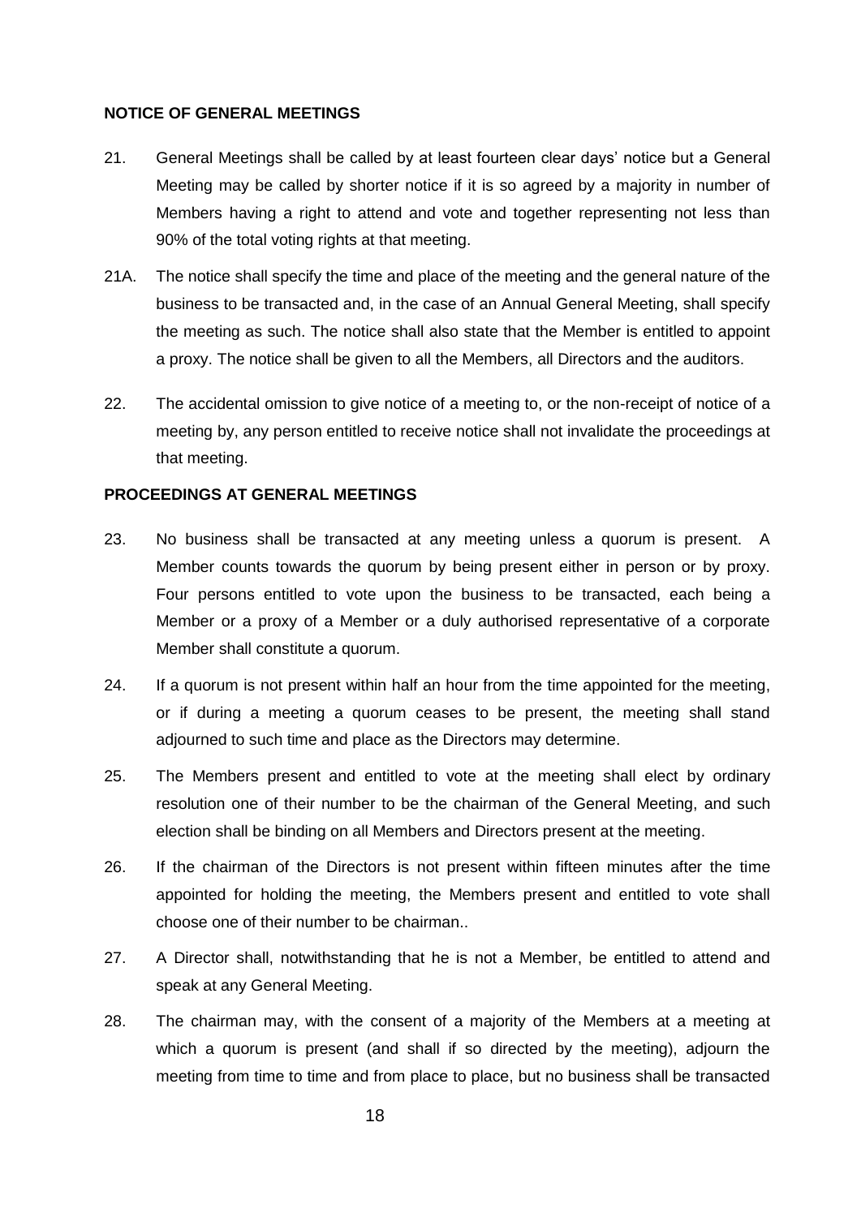**NOTICE OF GENERAL MEETINGS**

21. General Meetings shall be called by at least fourteen clear days' notice but a General Meeting may be called by shorter notice if it is so agreed by a majority in number of Members having a right to attend and vote and together representing not less than 90% of the total voting rights at that meeting.

21A. The notice shall specify the time and place of the meeting and the general nature of the business to be transacted and, in the case of an Annual General Meeting, shall specify the meeting as such. The notice shall also state that the Member is entitled to appoint a proxy. The notice shall be given to all the Members, all Directors and the auditors.

22. The accidental omission to give notice of a meeting to, or the non-receipt of notice of a meeting by, any person entitled to receive notice shall not invalidate the proceedings at that meeting.

**PROCEEDINGS AT GENERAL MEETINGS**

23. No business shall be transacted at any meeting unless a quorum is present. A Member counts towards the quorum by being present either in person or by proxy. Four persons entitled to vote upon the business to be transacted, each being a Member or a proxy of a Member or a duly authorised representative of a corporate Member shall constitute a quorum.

24. If a quorum is not present within half an hour from the time appointed for the meeting, or if during a meeting a quorum ceases to be present, the meeting shall stand adjourned to such time and place as the Directors may determine.

25. The Members present and entitled to vote at the meeting shall elect by ordinary resolution one of their number to be the chairman of the General Meeting, and such election shall be binding on all Members and Directors present at the meeting.

26. If the chairman of the Directors is not present within fifteen minutes after the time appointed for holding the meeting, the Members present and entitled to vote shall choose one of their number to be chairman..

27. A Director shall, notwithstanding that he is not a Member, be entitled to attend and speak at any General Meeting.

28. The chairman may, with the consent of a majority of the Members at a meeting at which a quorum is present (and shall if so directed by the meeting), adjourn the meeting from time to time and from place to place, but no business shall be transacted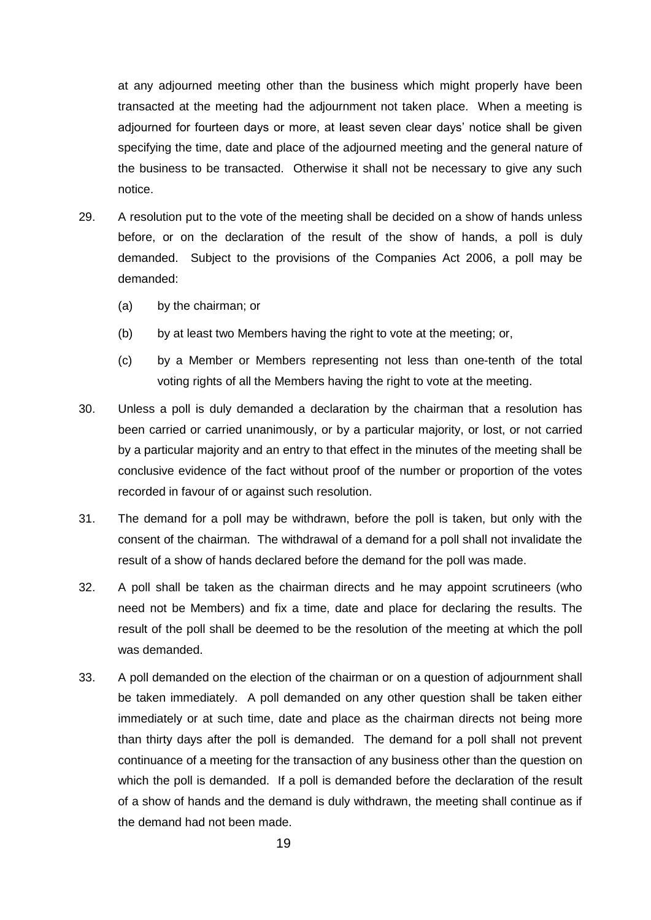at any adjourned meeting other than the business which might properly have been transacted at the meeting had the adjournment not taken place. When a meeting is adjourned for fourteen days or more, at least seven clear days' notice shall be given specifying the time, date and place of the adjourned meeting and the general nature of the business to be transacted. Otherwise it shall not be necessary to give any such notice.

29. A resolution put to the vote of the meeting shall be decided on a show of hands unless before, or on the declaration of the result of the show of hands, a poll is duly demanded. Subject to the provisions of the Companies Act 2006, a poll may be demanded:

    (a) by the chairman; or

    (b) by at least two Members having the right to vote at the meeting; or,

    (c) by a Member or Members representing not less than one-tenth of the total voting rights of all the Members having the right to vote at the meeting.

30. Unless a poll is duly demanded a declaration by the chairman that a resolution has been carried or carried unanimously, or by a particular majority, or lost, or not carried by a particular majority and an entry to that effect in the minutes of the meeting shall be conclusive evidence of the fact without proof of the number or proportion of the votes recorded in favour of or against such resolution.

31. The demand for a poll may be withdrawn, before the poll is taken, but only with the consent of the chairman. The withdrawal of a demand for a poll shall not invalidate the result of a show of hands declared before the demand for the poll was made.

32. A poll shall be taken as the chairman directs and he may appoint scrutineers (who need not be Members) and fix a time, date and place for declaring the results. The result of the poll shall be deemed to be the resolution of the meeting at which the poll was demanded.

33. A poll demanded on the election of the chairman or on a question of adjournment shall be taken immediately. A poll demanded on any other question shall be taken either immediately or at such time, date and place as the chairman directs not being more than thirty days after the poll is demanded. The demand for a poll shall not prevent continuance of a meeting for the transaction of any business other than the question on which the poll is demanded. If a poll is demanded before the declaration of the result of a show of hands and the demand is duly withdrawn, the meeting shall continue as if the demand had not been made.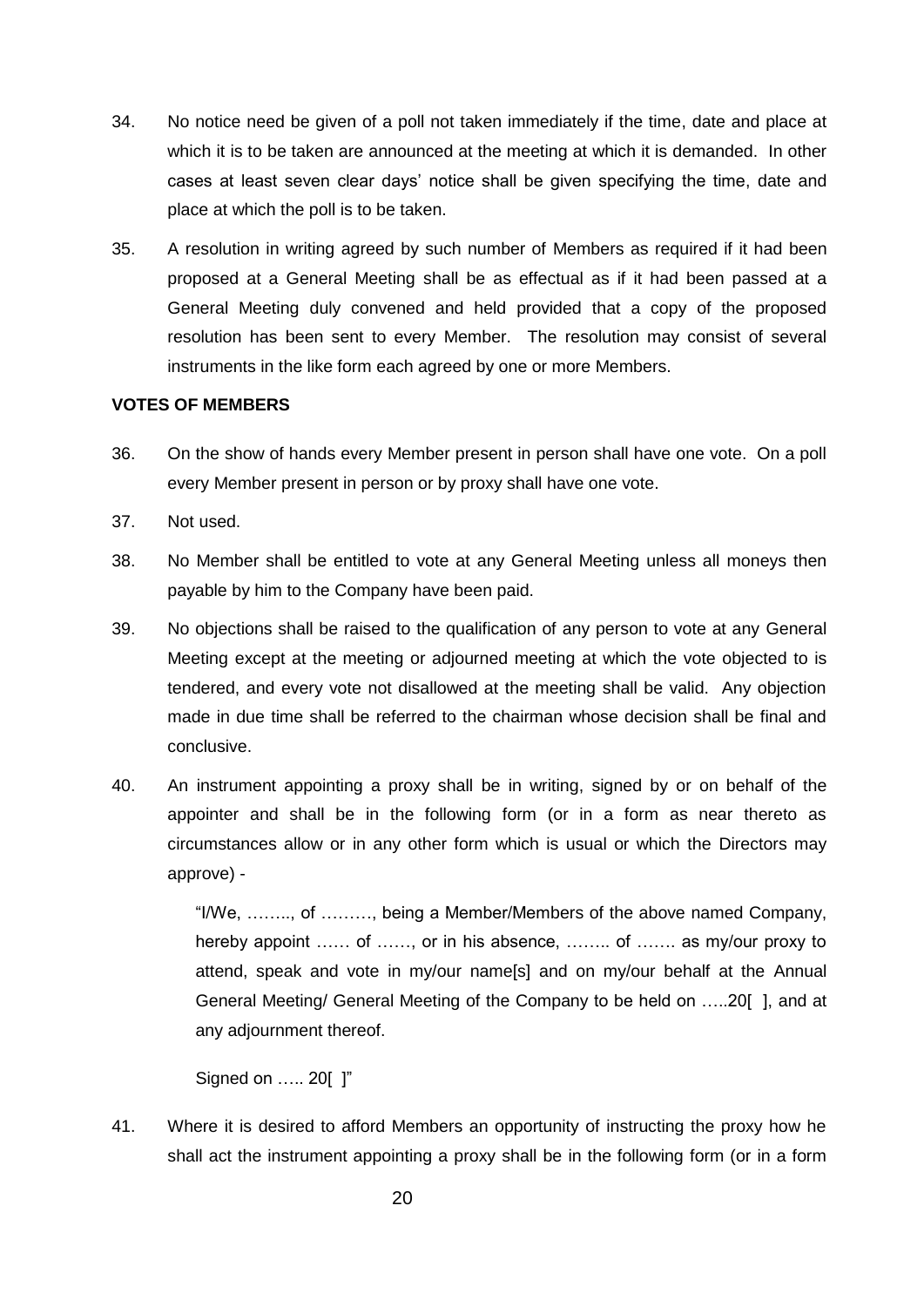34. No notice need be given of a poll not taken immediately if the time, date and place at which it is to be taken are announced at the meeting at which it is demanded. In other cases at least seven clear days' notice shall be given specifying the time, date and place at which the poll is to be taken.

35. A resolution in writing agreed by such number of Members as required if it had been proposed at a General Meeting shall be as effectual as if it had been passed at a General Meeting duly convened and held provided that a copy of the proposed resolution has been sent to every Member. The resolution may consist of several instruments in the like form each agreed by one or more Members.

**VOTES OF MEMBERS**

36. On the show of hands every Member present in person shall have one vote. On a poll every Member present in person or by proxy shall have one vote.

37. Not used.

38. No Member shall be entitled to vote at any General Meeting unless all moneys then payable by him to the Company have been paid.

39. No objections shall be raised to the qualification of any person to vote at any General Meeting except at the meeting or adjourned meeting at which the vote objected to is tendered, and every vote not disallowed at the meeting shall be valid. Any objection made in due time shall be referred to the chairman whose decision shall be final and conclusive.

40. An instrument appointing a proxy shall be in writing, signed by or on behalf of the appointer and shall be in the following form (or in a form as near thereto as circumstances allow or in any other form which is usual or which the Directors may approve) -

    "I/We, …….., of ………, being a Member/Members of the above named Company, hereby appoint …… of ……, or in his absence, …….. of ……. as my/our proxy to attend, speak and vote in my/our name[s] and on my/our behalf at the Annual General Meeting/ General Meeting of the Company to be held on …..20[ ], and at any adjournment thereof.

    Signed on ….. 20[ ]"

41. Where it is desired to afford Members an opportunity of instructing the proxy how he shall act the instrument appointing a proxy shall be in the following form (or in a form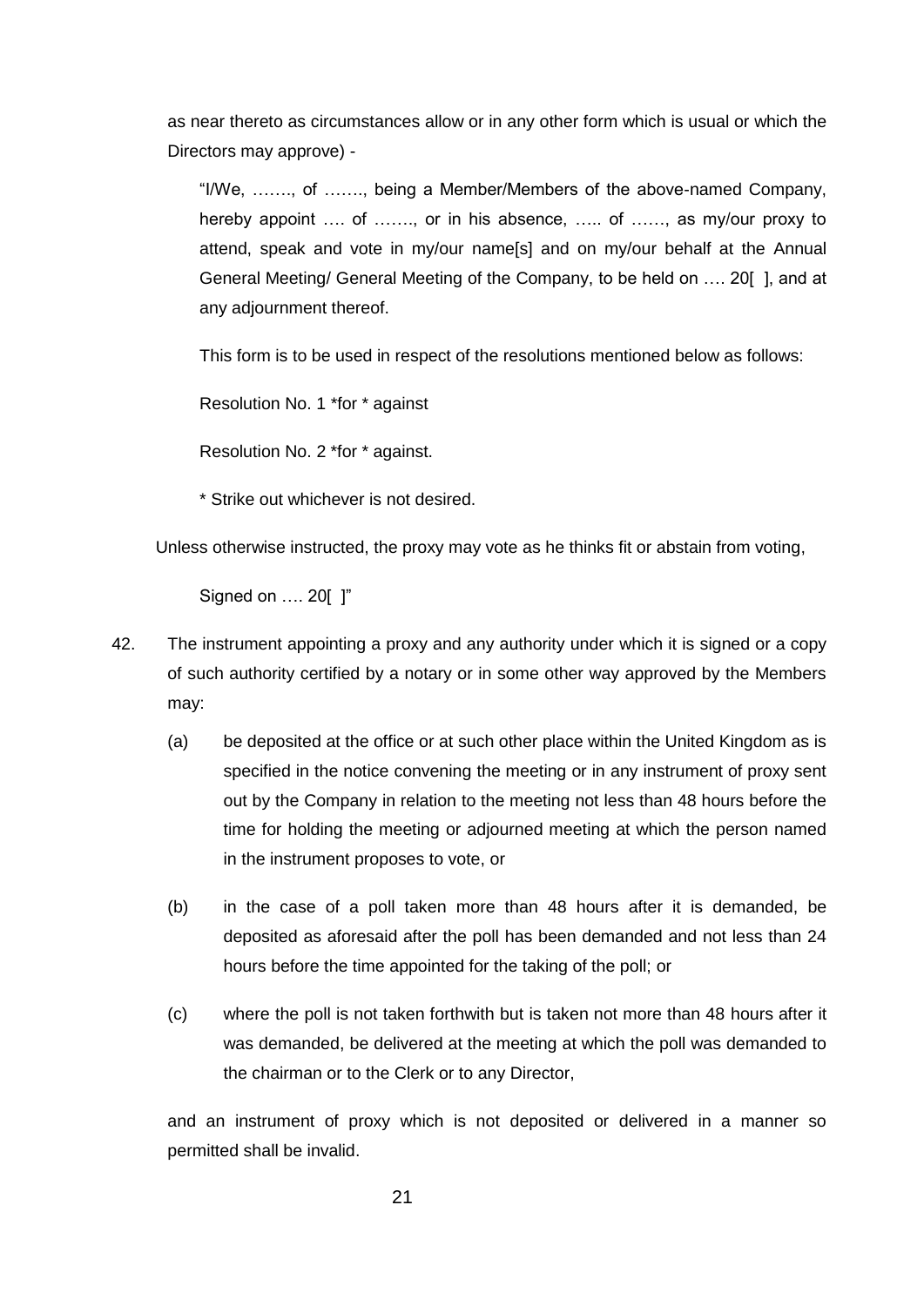as near thereto as circumstances allow or in any other form which is usual or which the Directors may approve) -

> "I/We, ……., of ……., being a Member/Members of the above-named Company, hereby appoint …. of ……., or in his absence, ….. of ……, as my/our proxy to attend, speak and vote in my/our name[s] and on my/our behalf at the Annual General Meeting/ General Meeting of the Company, to be held on …. 20[ ], and at any adjournment thereof.
>
> This form is to be used in respect of the resolutions mentioned below as follows:
>
> Resolution No. 1 *for * against
>
> Resolution No. 2 *for * against.
>
> * Strike out whichever is not desired.
>
> Unless otherwise instructed, the proxy may vote as he thinks fit or abstain from voting,
>
> Signed on …. 20[ ]"

42. The instrument appointing a proxy and any authority under which it is signed or a copy of such authority certified by a notary or in some other way approved by the Members may:

    (a) be deposited at the office or at such other place within the United Kingdom as is specified in the notice convening the meeting or in any instrument of proxy sent out by the Company in relation to the meeting not less than 48 hours before the time for holding the meeting or adjourned meeting at which the person named in the instrument proposes to vote, or

    (b) in the case of a poll taken more than 48 hours after it is demanded, be deposited as aforesaid after the poll has been demanded and not less than 24 hours before the time appointed for the taking of the poll; or

    (c) where the poll is not taken forthwith but is taken not more than 48 hours after it was demanded, be delivered at the meeting at which the poll was demanded to the chairman or to the Clerk or to any Director,

    and an instrument of proxy which is not deposited or delivered in a manner so permitted shall be invalid.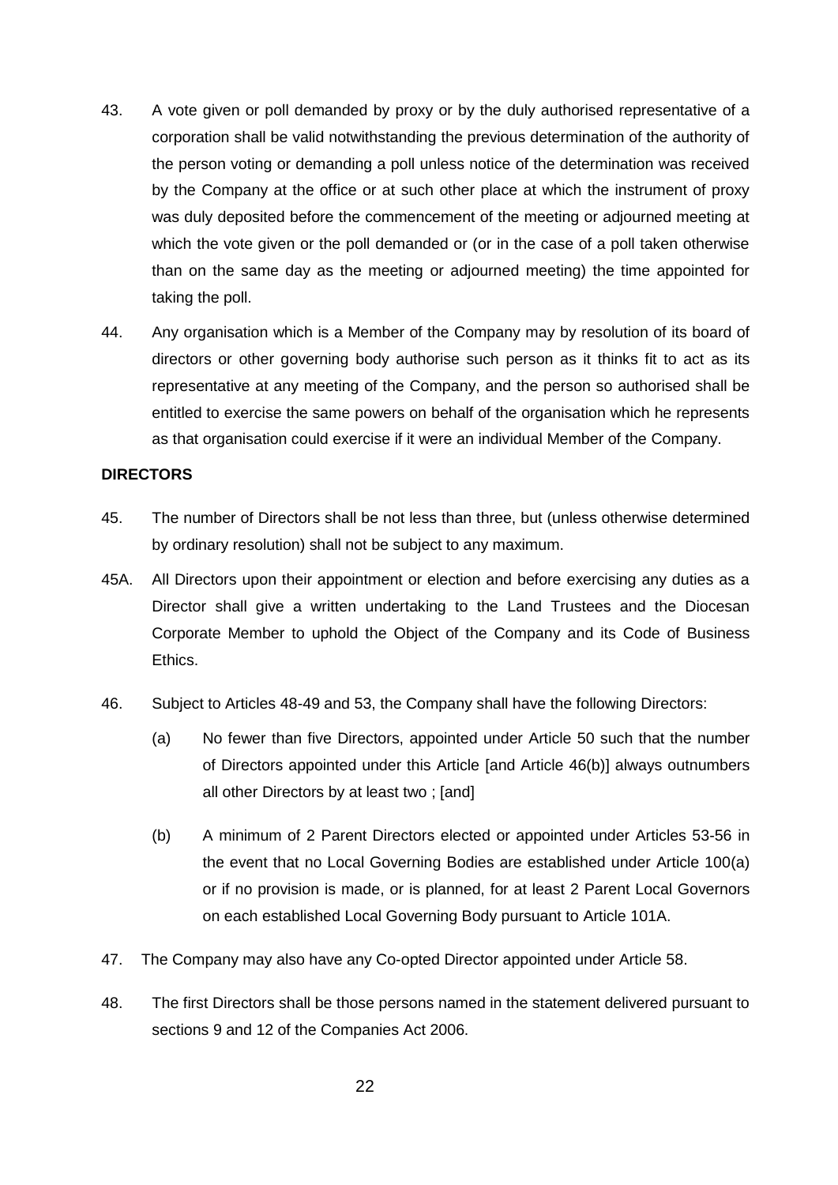43. A vote given or poll demanded by proxy or by the duly authorised representative of a corporation shall be valid notwithstanding the previous determination of the authority of the person voting or demanding a poll unless notice of the determination was received by the Company at the office or at such other place at which the instrument of proxy was duly deposited before the commencement of the meeting or adjourned meeting at which the vote given or the poll demanded or (or in the case of a poll taken otherwise than on the same day as the meeting or adjourned meeting) the time appointed for taking the poll.

44. Any organisation which is a Member of the Company may by resolution of its board of directors or other governing body authorise such person as it thinks fit to act as its representative at any meeting of the Company, and the person so authorised shall be entitled to exercise the same powers on behalf of the organisation which he represents as that organisation could exercise if it were an individual Member of the Company.

**DIRECTORS**

45. The number of Directors shall be not less than three, but (unless otherwise determined by ordinary resolution) shall not be subject to any maximum.

45A. All Directors upon their appointment or election and before exercising any duties as a Director shall give a written undertaking to the Land Trustees and the Diocesan Corporate Member to uphold the Object of the Company and its Code of Business Ethics.

46. Subject to Articles 48-49 and 53, the Company shall have the following Directors:

    (a) No fewer than five Directors, appointed under Article 50 such that the number of Directors appointed under this Article [and Article 46(b)] always outnumbers all other Directors by at least two ; [and]

    (b) A minimum of 2 Parent Directors elected or appointed under Articles 53-56 in the event that no Local Governing Bodies are established under Article 100(a) or if no provision is made, or is planned, for at least 2 Parent Local Governors on each established Local Governing Body pursuant to Article 101A.

47. The Company may also have any Co-opted Director appointed under Article 58.

48. The first Directors shall be those persons named in the statement delivered pursuant to sections 9 and 12 of the Companies Act 2006.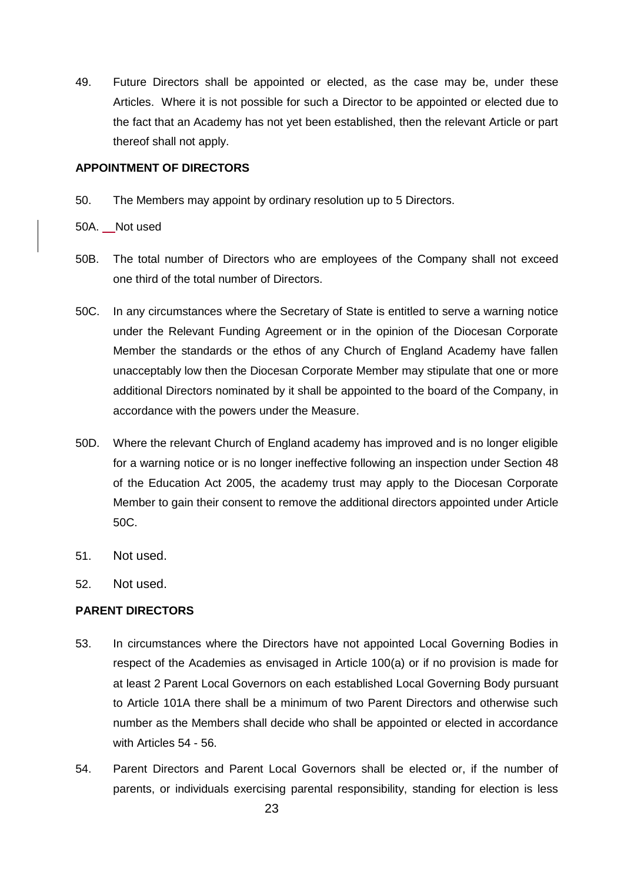49. Future Directors shall be appointed or elected, as the case may be, under these Articles. Where it is not possible for such a Director to be appointed or elected due to the fact that an Academy has not yet been established, then the relevant Article or part thereof shall not apply.

**APPOINTMENT OF DIRECTORS**

50. The Members may appoint by ordinary resolution up to 5 Directors.

50A. Not used

50B. The total number of Directors who are employees of the Company shall not exceed one third of the total number of Directors.

50C. In any circumstances where the Secretary of State is entitled to serve a warning notice under the Relevant Funding Agreement or in the opinion of the Diocesan Corporate Member the standards or the ethos of any Church of England Academy have fallen unacceptably low then the Diocesan Corporate Member may stipulate that one or more additional Directors nominated by it shall be appointed to the board of the Company, in accordance with the powers under the Measure.

50D. Where the relevant Church of England academy has improved and is no longer eligible for a warning notice or is no longer ineffective following an inspection under Section 48 of the Education Act 2005, the academy trust may apply to the Diocesan Corporate Member to gain their consent to remove the additional directors appointed under Article 50C.

51. Not used.

52. Not used.

**PARENT DIRECTORS**

53. In circumstances where the Directors have not appointed Local Governing Bodies in respect of the Academies as envisaged in Article 100(a) or if no provision is made for at least 2 Parent Local Governors on each established Local Governing Body pursuant to Article 101A there shall be a minimum of two Parent Directors and otherwise such number as the Members shall decide who shall be appointed or elected in accordance with Articles 54 - 56.

54. Parent Directors and Parent Local Governors shall be elected or, if the number of parents, or individuals exercising parental responsibility, standing for election is less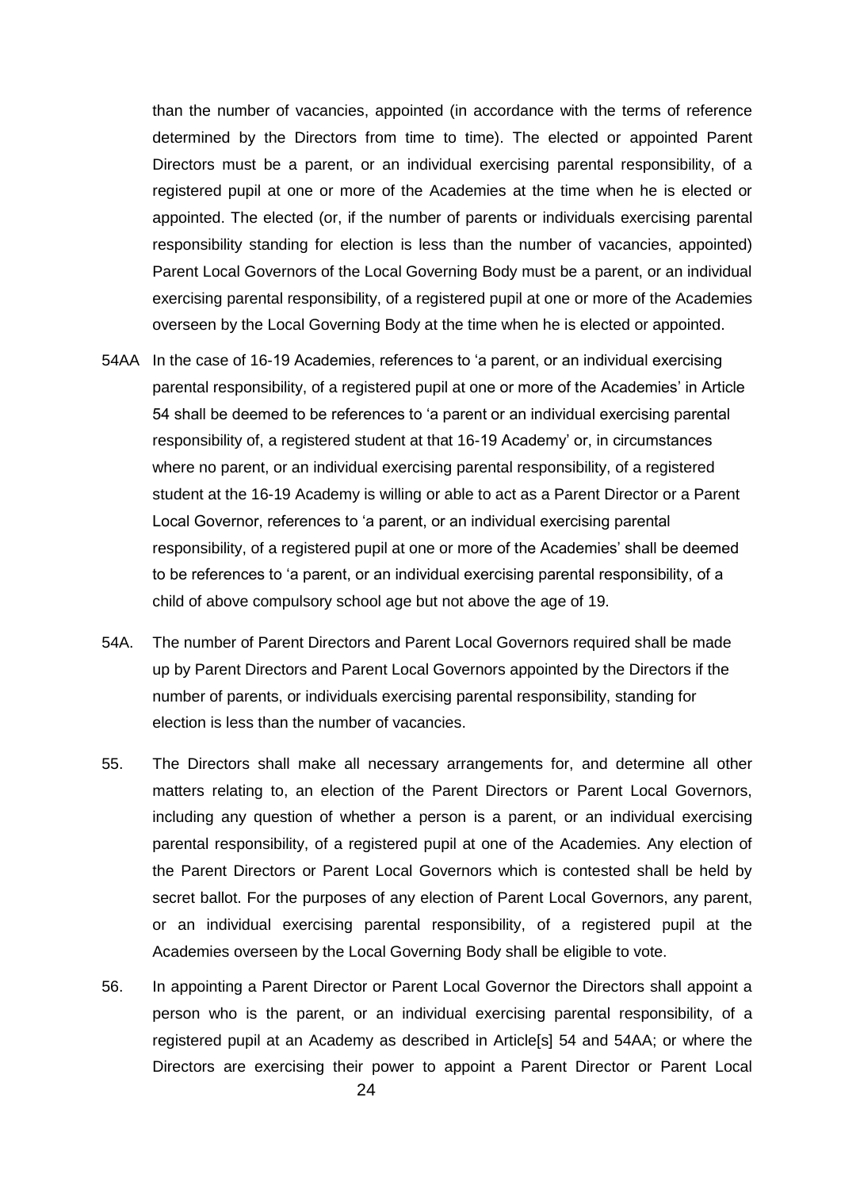than the number of vacancies, appointed (in accordance with the terms of reference determined by the Directors from time to time). The elected or appointed Parent Directors must be a parent, or an individual exercising parental responsibility, of a registered pupil at one or more of the Academies at the time when he is elected or appointed. The elected (or, if the number of parents or individuals exercising parental responsibility standing for election is less than the number of vacancies, appointed) Parent Local Governors of the Local Governing Body must be a parent, or an individual exercising parental responsibility, of a registered pupil at one or more of the Academies overseen by the Local Governing Body at the time when he is elected or appointed.

54AA In the case of 16-19 Academies, references to 'a parent, or an individual exercising parental responsibility, of a registered pupil at one or more of the Academies' in Article 54 shall be deemed to be references to 'a parent or an individual exercising parental responsibility of, a registered student at that 16-19 Academy' or, in circumstances where no parent, or an individual exercising parental responsibility, of a registered student at the 16-19 Academy is willing or able to act as a Parent Director or a Parent Local Governor, references to 'a parent, or an individual exercising parental responsibility, of a registered pupil at one or more of the Academies' shall be deemed to be references to 'a parent, or an individual exercising parental responsibility, of a child of above compulsory school age but not above the age of 19.

54A. The number of Parent Directors and Parent Local Governors required shall be made up by Parent Directors and Parent Local Governors appointed by the Directors if the number of parents, or individuals exercising parental responsibility, standing for election is less than the number of vacancies.

55. The Directors shall make all necessary arrangements for, and determine all other matters relating to, an election of the Parent Directors or Parent Local Governors, including any question of whether a person is a parent, or an individual exercising parental responsibility, of a registered pupil at one of the Academies. Any election of the Parent Directors or Parent Local Governors which is contested shall be held by secret ballot. For the purposes of any election of Parent Local Governors, any parent, or an individual exercising parental responsibility, of a registered pupil at the Academies overseen by the Local Governing Body shall be eligible to vote.

56. In appointing a Parent Director or Parent Local Governor the Directors shall appoint a person who is the parent, or an individual exercising parental responsibility, of a registered pupil at an Academy as described in Article[s] 54 and 54AA; or where the Directors are exercising their power to appoint a Parent Director or Parent Local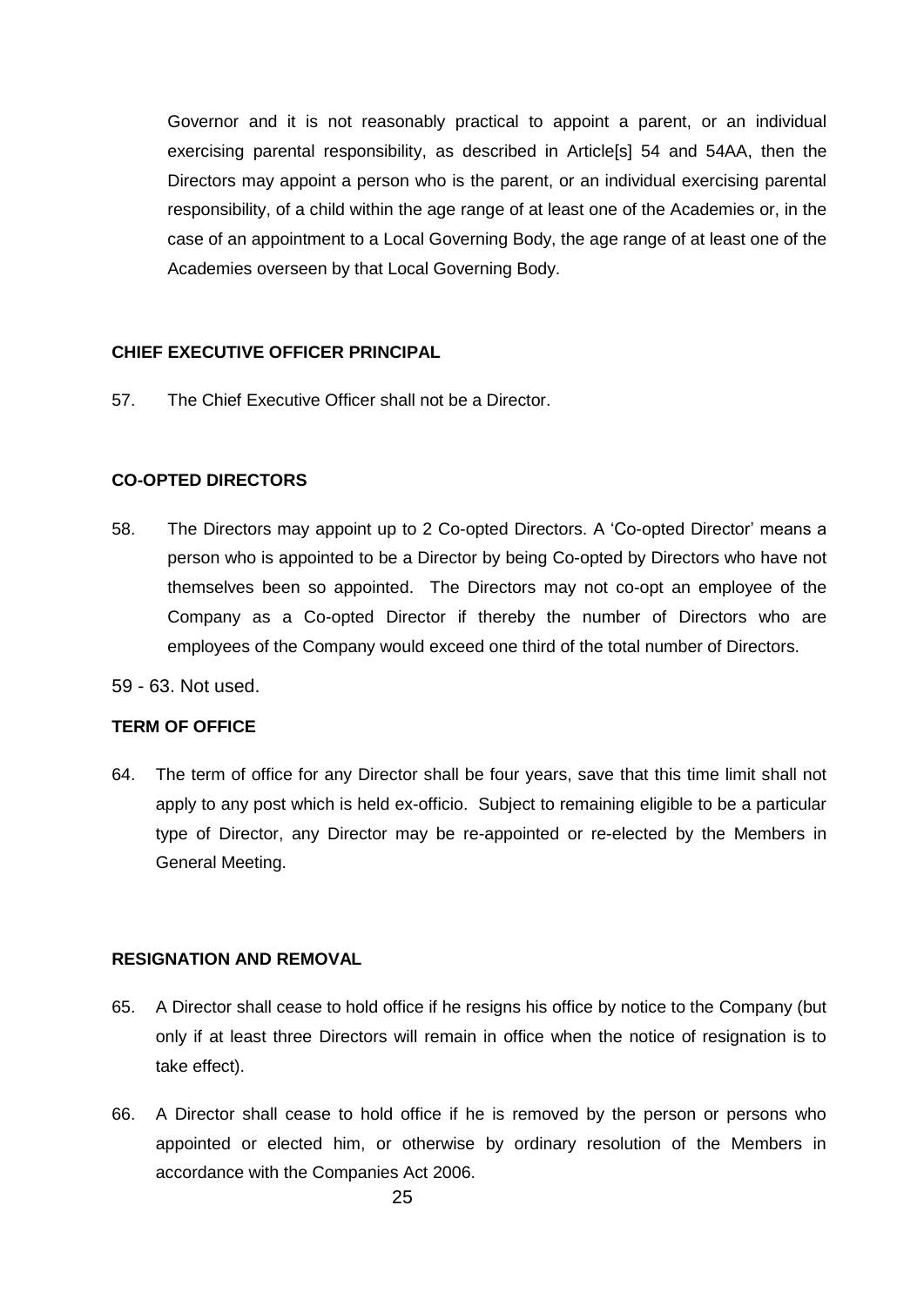Governor and it is not reasonably practical to appoint a parent, or an individual exercising parental responsibility, as described in Article[s] 54 and 54AA, then the Directors may appoint a person who is the parent, or an individual exercising parental responsibility, of a child within the age range of at least one of the Academies or, in the case of an appointment to a Local Governing Body, the age range of at least one of the Academies overseen by that Local Governing Body.

**CHIEF EXECUTIVE OFFICER PRINCIPAL**

57. The Chief Executive Officer shall not be a Director.

**CO-OPTED DIRECTORS**

58. The Directors may appoint up to 2 Co-opted Directors. A 'Co-opted Director' means a person who is appointed to be a Director by being Co-opted by Directors who have not themselves been so appointed. The Directors may not co-opt an employee of the Company as a Co-opted Director if thereby the number of Directors who are employees of the Company would exceed one third of the total number of Directors.

59 - 63. Not used.

**TERM OF OFFICE**

64. The term of office for any Director shall be four years, save that this time limit shall not apply to any post which is held ex-officio. Subject to remaining eligible to be a particular type of Director, any Director may be re-appointed or re-elected by the Members in General Meeting.

**RESIGNATION AND REMOVAL**

65. A Director shall cease to hold office if he resigns his office by notice to the Company (but only if at least three Directors will remain in office when the notice of resignation is to take effect).

66. A Director shall cease to hold office if he is removed by the person or persons who appointed or elected him, or otherwise by ordinary resolution of the Members in accordance with the Companies Act 2006.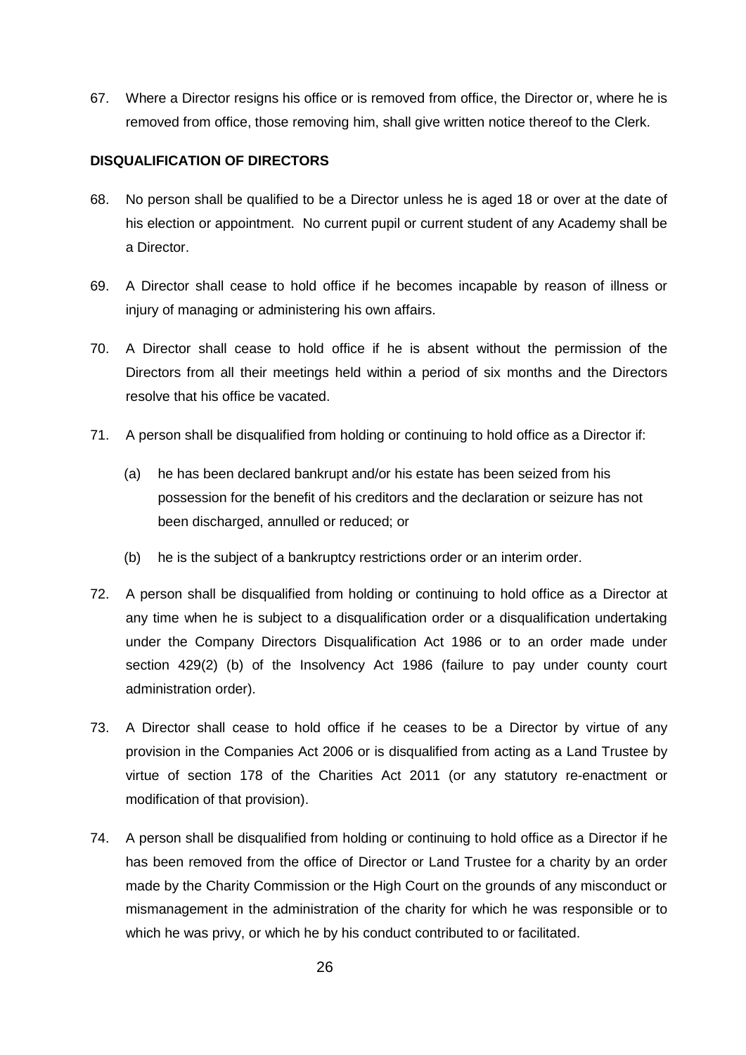67. Where a Director resigns his office or is removed from office, the Director or, where he is removed from office, those removing him, shall give written notice thereof to the Clerk.

**DISQUALIFICATION OF DIRECTORS**

68. No person shall be qualified to be a Director unless he is aged 18 or over at the date of his election or appointment. No current pupil or current student of any Academy shall be a Director.

69. A Director shall cease to hold office if he becomes incapable by reason of illness or injury of managing or administering his own affairs.

70. A Director shall cease to hold office if he is absent without the permission of the Directors from all their meetings held within a period of six months and the Directors resolve that his office be vacated.

71. A person shall be disqualified from holding or continuing to hold office as a Director if:

    (a) he has been declared bankrupt and/or his estate has been seized from his possession for the benefit of his creditors and the declaration or seizure has not been discharged, annulled or reduced; or

    (b) he is the subject of a bankruptcy restrictions order or an interim order.

72. A person shall be disqualified from holding or continuing to hold office as a Director at any time when he is subject to a disqualification order or a disqualification undertaking under the Company Directors Disqualification Act 1986 or to an order made under section 429(2) (b) of the Insolvency Act 1986 (failure to pay under county court administration order).

73. A Director shall cease to hold office if he ceases to be a Director by virtue of any provision in the Companies Act 2006 or is disqualified from acting as a Land Trustee by virtue of section 178 of the Charities Act 2011 (or any statutory re-enactment or modification of that provision).

74. A person shall be disqualified from holding or continuing to hold office as a Director if he has been removed from the office of Director or Land Trustee for a charity by an order made by the Charity Commission or the High Court on the grounds of any misconduct or mismanagement in the administration of the charity for which he was responsible or to which he was privy, or which he by his conduct contributed to or facilitated.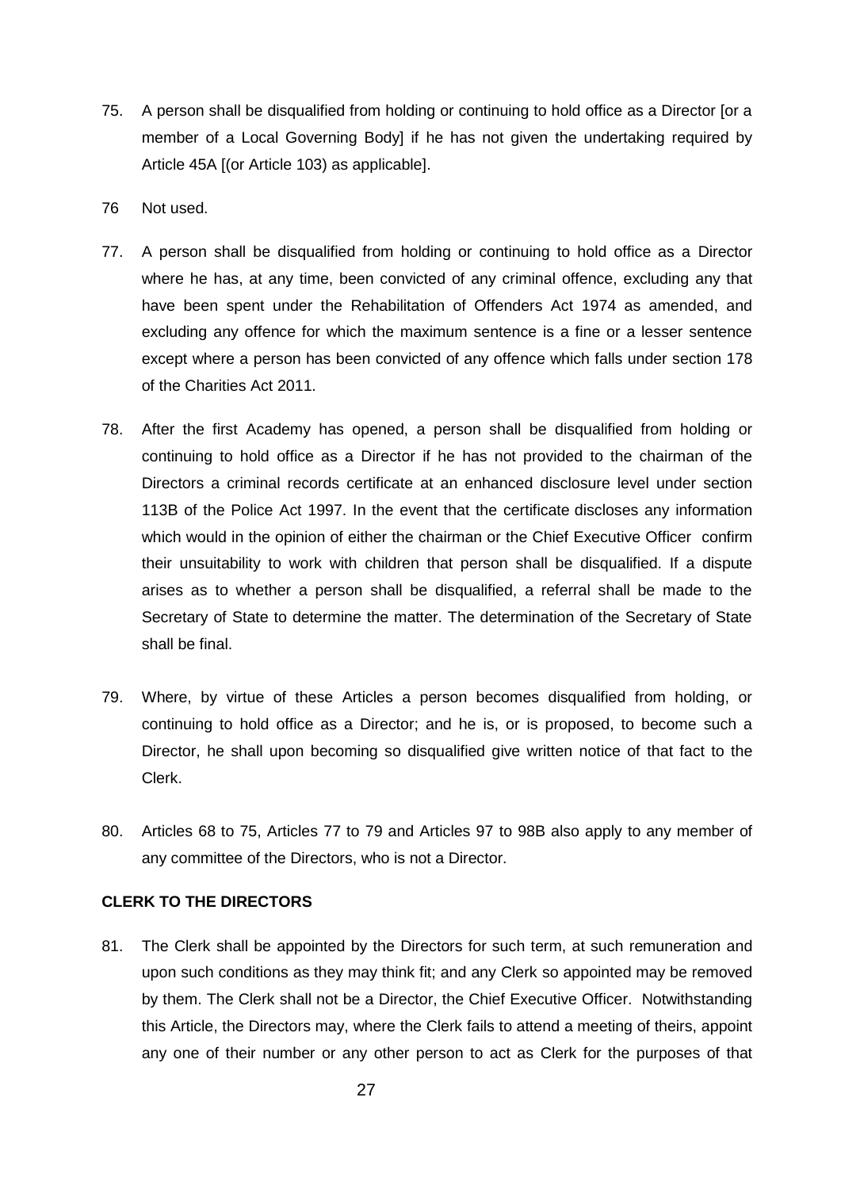75. A person shall be disqualified from holding or continuing to hold office as a Director [or a member of a Local Governing Body] if he has not given the undertaking required by Article 45A [(or Article 103) as applicable].

76 Not used.

77. A person shall be disqualified from holding or continuing to hold office as a Director where he has, at any time, been convicted of any criminal offence, excluding any that have been spent under the Rehabilitation of Offenders Act 1974 as amended, and excluding any offence for which the maximum sentence is a fine or a lesser sentence except where a person has been convicted of any offence which falls under section 178 of the Charities Act 2011.

78. After the first Academy has opened, a person shall be disqualified from holding or continuing to hold office as a Director if he has not provided to the chairman of the Directors a criminal records certificate at an enhanced disclosure level under section 113B of the Police Act 1997. In the event that the certificate discloses any information which would in the opinion of either the chairman or the Chief Executive Officer confirm their unsuitability to work with children that person shall be disqualified. If a dispute arises as to whether a person shall be disqualified, a referral shall be made to the Secretary of State to determine the matter. The determination of the Secretary of State shall be final.

79. Where, by virtue of these Articles a person becomes disqualified from holding, or continuing to hold office as a Director; and he is, or is proposed, to become such a Director, he shall upon becoming so disqualified give written notice of that fact to the Clerk.

80. Articles 68 to 75, Articles 77 to 79 and Articles 97 to 98B also apply to any member of any committee of the Directors, who is not a Director.

**CLERK TO THE DIRECTORS**

81. The Clerk shall be appointed by the Directors for such term, at such remuneration and upon such conditions as they may think fit; and any Clerk so appointed may be removed by them. The Clerk shall not be a Director, the Chief Executive Officer. Notwithstanding this Article, the Directors may, where the Clerk fails to attend a meeting of theirs, appoint any one of their number or any other person to act as Clerk for the purposes of that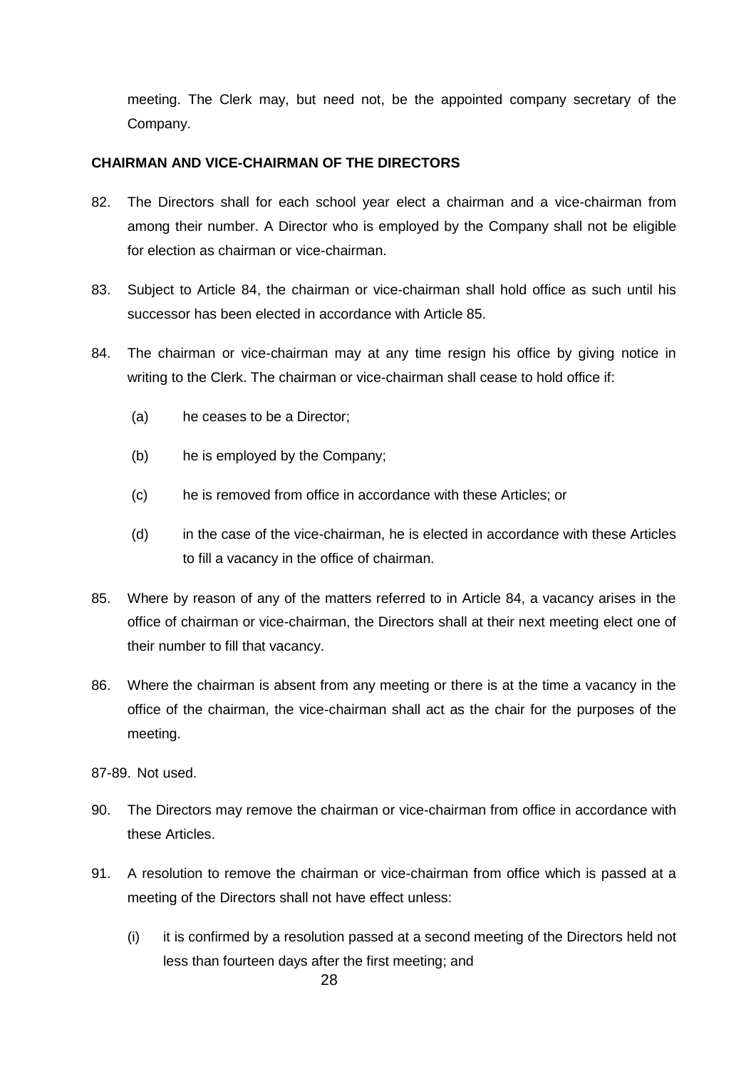meeting. The Clerk may, but need not, be the appointed company secretary of the Company.

**CHAIRMAN AND VICE-CHAIRMAN OF THE DIRECTORS**

82. The Directors shall for each school year elect a chairman and a vice-chairman from among their number. A Director who is employed by the Company shall not be eligible for election as chairman or vice-chairman.

83. Subject to Article 84, the chairman or vice-chairman shall hold office as such until his successor has been elected in accordance with Article 85.

84. The chairman or vice-chairman may at any time resign his office by giving notice in writing to the Clerk. The chairman or vice-chairman shall cease to hold office if:

    (a) he ceases to be a Director;

    (b) he is employed by the Company;

    (c) he is removed from office in accordance with these Articles; or

    (d) in the case of the vice-chairman, he is elected in accordance with these Articles to fill a vacancy in the office of chairman.

85. Where by reason of any of the matters referred to in Article 84, a vacancy arises in the office of chairman or vice-chairman, the Directors shall at their next meeting elect one of their number to fill that vacancy.

86. Where the chairman is absent from any meeting or there is at the time a vacancy in the office of the chairman, the vice-chairman shall act as the chair for the purposes of the meeting.

87-89. Not used.

90. The Directors may remove the chairman or vice-chairman from office in accordance with these Articles.

91. A resolution to remove the chairman or vice-chairman from office which is passed at a meeting of the Directors shall not have effect unless:

    (i) it is confirmed by a resolution passed at a second meeting of the Directors held not less than fourteen days after the first meeting; and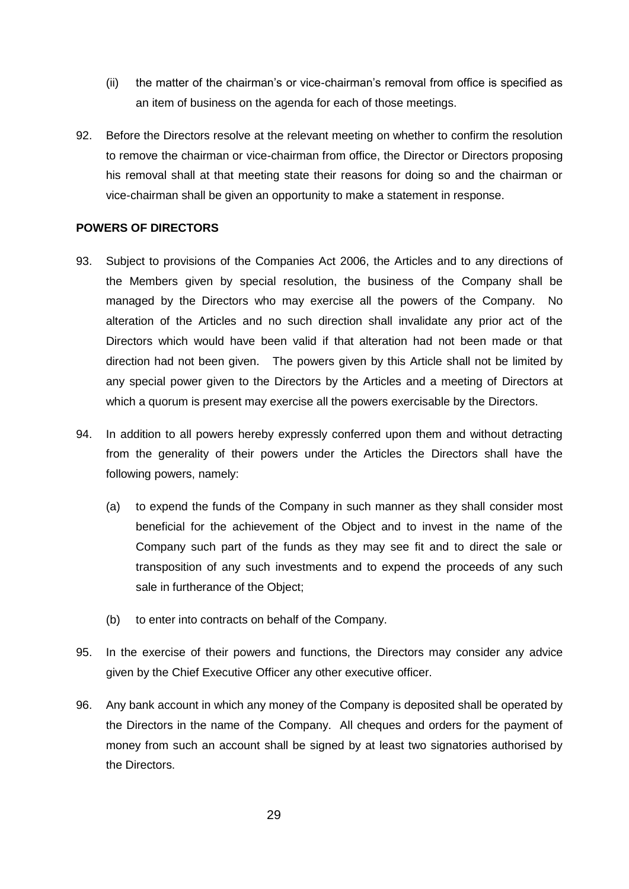(ii) the matter of the chairman's or vice-chairman's removal from office is specified as an item of business on the agenda for each of those meetings.

92. Before the Directors resolve at the relevant meeting on whether to confirm the resolution to remove the chairman or vice-chairman from office, the Director or Directors proposing his removal shall at that meeting state their reasons for doing so and the chairman or vice-chairman shall be given an opportunity to make a statement in response.

**POWERS OF DIRECTORS**

93. Subject to provisions of the Companies Act 2006, the Articles and to any directions of the Members given by special resolution, the business of the Company shall be managed by the Directors who may exercise all the powers of the Company. No alteration of the Articles and no such direction shall invalidate any prior act of the Directors which would have been valid if that alteration had not been made or that direction had not been given. The powers given by this Article shall not be limited by any special power given to the Directors by the Articles and a meeting of Directors at which a quorum is present may exercise all the powers exercisable by the Directors.

94. In addition to all powers hereby expressly conferred upon them and without detracting from the generality of their powers under the Articles the Directors shall have the following powers, namely:

    (a) to expend the funds of the Company in such manner as they shall consider most beneficial for the achievement of the Object and to invest in the name of the Company such part of the funds as they may see fit and to direct the sale or transposition of any such investments and to expend the proceeds of any such sale in furtherance of the Object;

    (b) to enter into contracts on behalf of the Company.

95. In the exercise of their powers and functions, the Directors may consider any advice given by the Chief Executive Officer any other executive officer.

96. Any bank account in which any money of the Company is deposited shall be operated by the Directors in the name of the Company. All cheques and orders for the payment of money from such an account shall be signed by at least two signatories authorised by the Directors.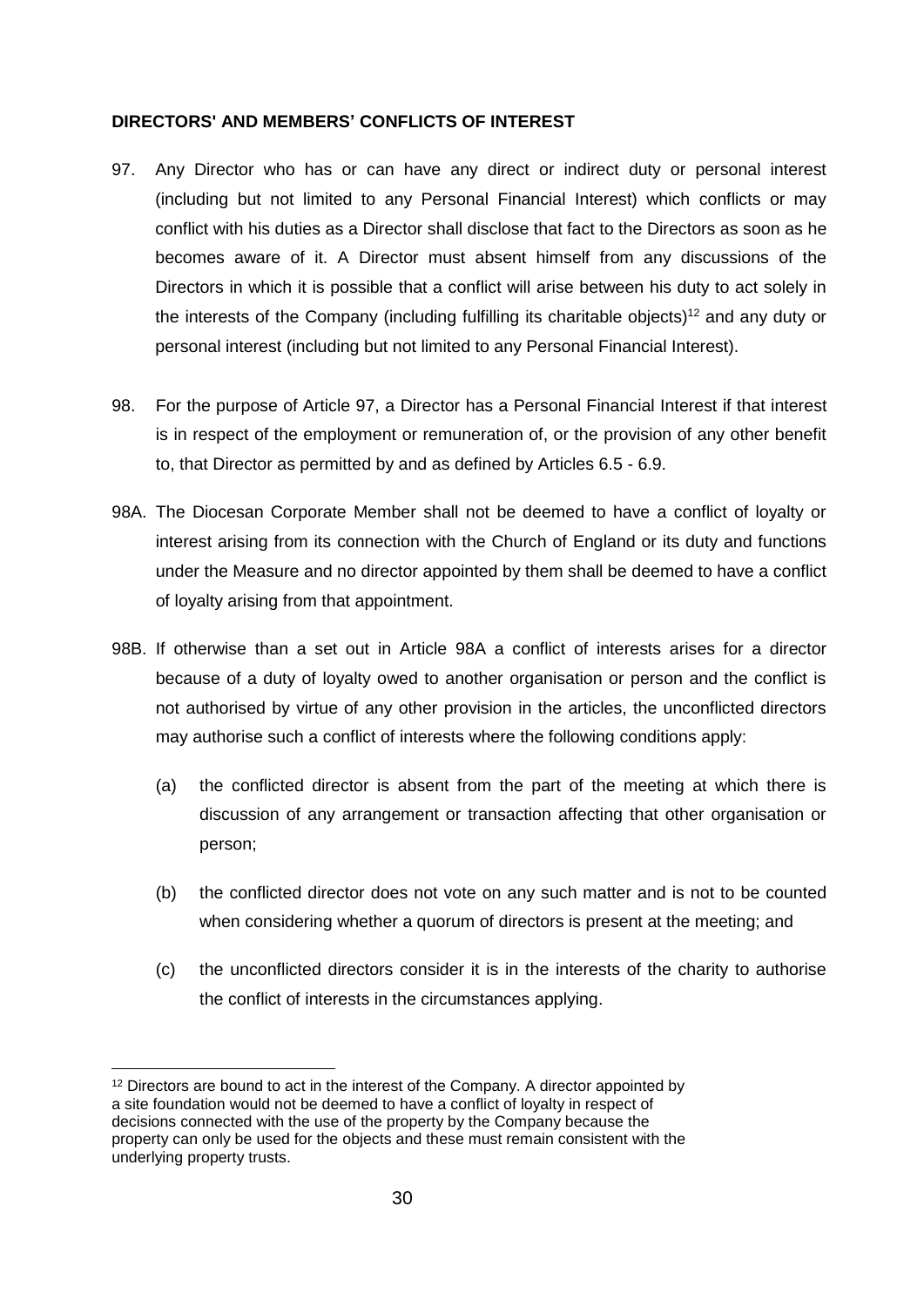**DIRECTORS' AND MEMBERS' CONFLICTS OF INTEREST**

97. Any Director who has or can have any direct or indirect duty or personal interest (including but not limited to any Personal Financial Interest) which conflicts or may conflict with his duties as a Director shall disclose that fact to the Directors as soon as he becomes aware of it. A Director must absent himself from any discussions of the Directors in which it is possible that a conflict will arise between his duty to act solely in the interests of the Company (including fulfilling its charitable objects)[12] and any duty or personal interest (including but not limited to any Personal Financial Interest).

98. For the purpose of Article 97, a Director has a Personal Financial Interest if that interest is in respect of the employment or remuneration of, or the provision of any other benefit to, that Director as permitted by and as defined by Articles 6.5 - 6.9.

98A. The Diocesan Corporate Member shall not be deemed to have a conflict of loyalty or interest arising from its connection with the Church of England or its duty and functions under the Measure and no director appointed by them shall be deemed to have a conflict of loyalty arising from that appointment.

98B. If otherwise than a set out in Article 98A a conflict of interests arises for a director because of a duty of loyalty owed to another organisation or person and the conflict is not authorised by virtue of any other provision in the articles, the unconflicted directors may authorise such a conflict of interests where the following conditions apply:

(a) the conflicted director is absent from the part of the meeting at which there is discussion of any arrangement or transaction affecting that other organisation or person;

(b) the conflicted director does not vote on any such matter and is not to be counted when considering whether a quorum of directors is present at the meeting; and

(c) the unconflicted directors consider it is in the interests of the charity to authorise the conflict of interests in the circumstances applying.

---

[12] Directors are bound to act in the interest of the Company. A director appointed by a site foundation would not be deemed to have a conflict of loyalty in respect of decisions connected with the use of the property by the Company because the property can only be used for the objects and these must remain consistent with the underlying property trusts.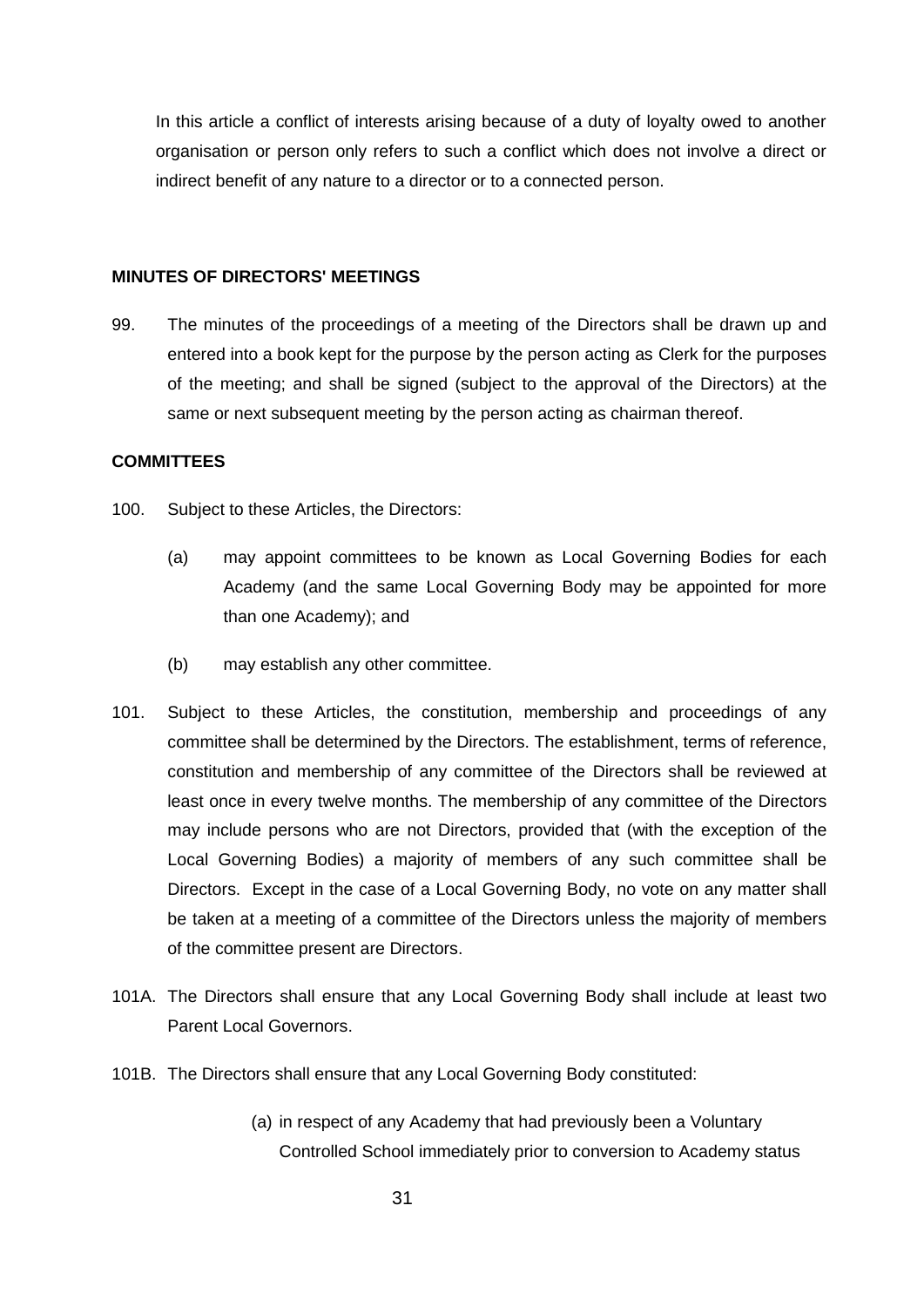In this article a conflict of interests arising because of a duty of loyalty owed to another organisation or person only refers to such a conflict which does not involve a direct or indirect benefit of any nature to a director or to a connected person.

**MINUTES OF DIRECTORS' MEETINGS**

99. The minutes of the proceedings of a meeting of the Directors shall be drawn up and entered into a book kept for the purpose by the person acting as Clerk for the purposes of the meeting; and shall be signed (subject to the approval of the Directors) at the same or next subsequent meeting by the person acting as chairman thereof.

**COMMITTEES**

100. Subject to these Articles, the Directors:

   (a) may appoint committees to be known as Local Governing Bodies for each Academy (and the same Local Governing Body may be appointed for more than one Academy); and

   (b) may establish any other committee.

101. Subject to these Articles, the constitution, membership and proceedings of any committee shall be determined by the Directors. The establishment, terms of reference, constitution and membership of any committee of the Directors shall be reviewed at least once in every twelve months. The membership of any committee of the Directors may include persons who are not Directors, provided that (with the exception of the Local Governing Bodies) a majority of members of any such committee shall be Directors. Except in the case of a Local Governing Body, no vote on any matter shall be taken at a meeting of a committee of the Directors unless the majority of members of the committee present are Directors.

101A. The Directors shall ensure that any Local Governing Body shall include at least two Parent Local Governors.

101B. The Directors shall ensure that any Local Governing Body constituted:

   (a) in respect of any Academy that had previously been a Voluntary Controlled School immediately prior to conversion to Academy status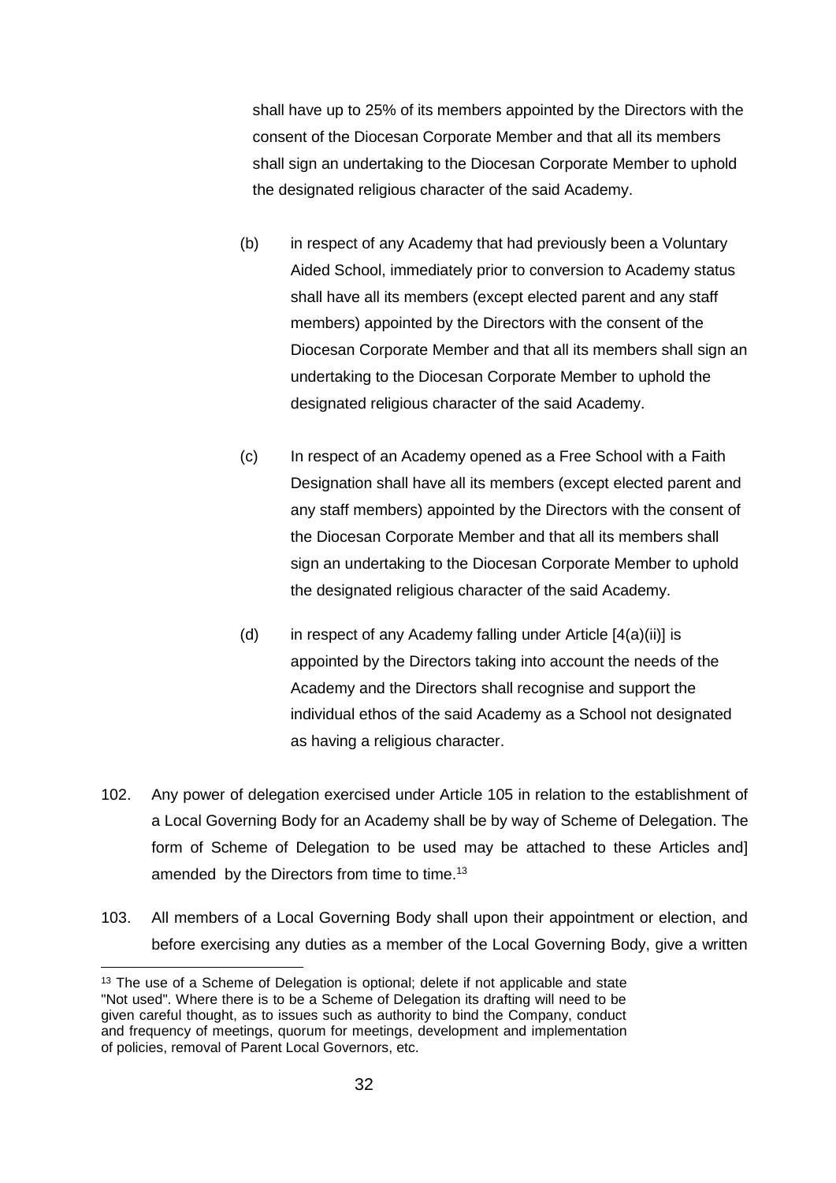shall have up to 25% of its members appointed by the Directors with the consent of the Diocesan Corporate Member and that all its members shall sign an undertaking to the Diocesan Corporate Member to uphold the designated religious character of the said Academy.

(b) in respect of any Academy that had previously been a Voluntary Aided School, immediately prior to conversion to Academy status shall have all its members (except elected parent and any staff members) appointed by the Directors with the consent of the Diocesan Corporate Member and that all its members shall sign an undertaking to the Diocesan Corporate Member to uphold the designated religious character of the said Academy.

(c) In respect of an Academy opened as a Free School with a Faith Designation shall have all its members (except elected parent and any staff members) appointed by the Directors with the consent of the Diocesan Corporate Member and that all its members shall sign an undertaking to the Diocesan Corporate Member to uphold the designated religious character of the said Academy.

(d) in respect of any Academy falling under Article [4(a)(ii)] is appointed by the Directors taking into account the needs of the Academy and the Directors shall recognise and support the individual ethos of the said Academy as a School not designated as having a religious character.

102. Any power of delegation exercised under Article 105 in relation to the establishment of a Local Governing Body for an Academy shall be by way of Scheme of Delegation. The form of Scheme of Delegation to be used may be attached to these Articles and] amended by the Directors from time to time.[13]

103. All members of a Local Governing Body shall upon their appointment or election, and before exercising any duties as a member of the Local Governing Body, give a written

[13] The use of a Scheme of Delegation is optional; delete if not applicable and state "Not used". Where there is to be a Scheme of Delegation its drafting will need to be given careful thought, as to issues such as authority to bind the Company, conduct and frequency of meetings, quorum for meetings, development and implementation of policies, removal of Parent Local Governors, etc.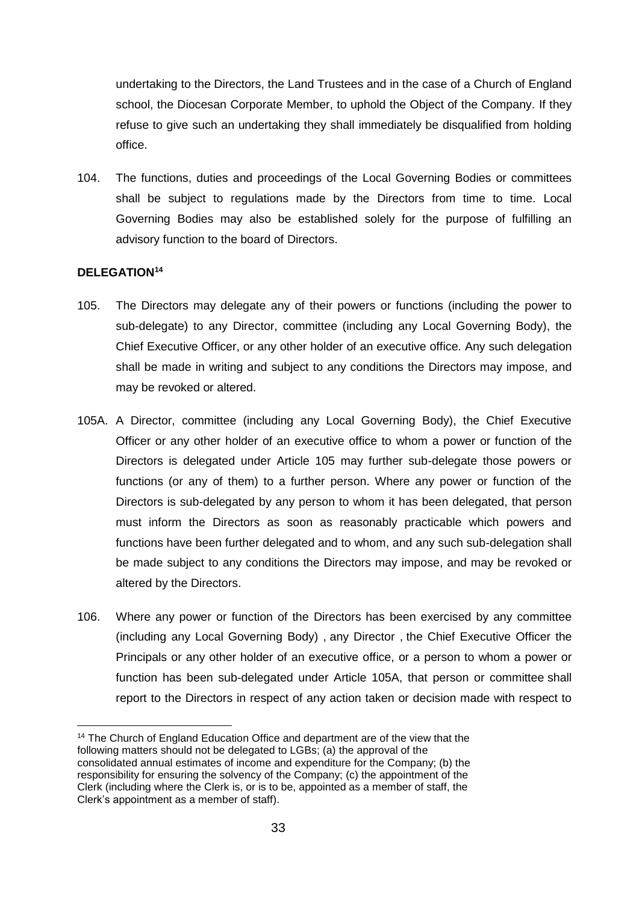undertaking to the Directors, the Land Trustees and in the case of a Church of England school, the Diocesan Corporate Member, to uphold the Object of the Company. If they refuse to give such an undertaking they shall immediately be disqualified from holding office.

104. The functions, duties and proceedings of the Local Governing Bodies or committees shall be subject to regulations made by the Directors from time to time. Local Governing Bodies may also be established solely for the purpose of fulfilling an advisory function to the board of Directors.

**DELEGATION[14]**

105. The Directors may delegate any of their powers or functions (including the power to sub-delegate) to any Director, committee (including any Local Governing Body), the Chief Executive Officer, or any other holder of an executive office. Any such delegation shall be made in writing and subject to any conditions the Directors may impose, and may be revoked or altered.

105A. A Director, committee (including any Local Governing Body), the Chief Executive Officer or any other holder of an executive office to whom a power or function of the Directors is delegated under Article 105 may further sub-delegate those powers or functions (or any of them) to a further person. Where any power or function of the Directors is sub-delegated by any person to whom it has been delegated, that person must inform the Directors as soon as reasonably practicable which powers and functions have been further delegated and to whom, and any such sub-delegation shall be made subject to any conditions the Directors may impose, and may be revoked or altered by the Directors.

106. Where any power or function of the Directors has been exercised by any committee (including any Local Governing Body) , any Director , the Chief Executive Officer the Principals or any other holder of an executive office, or a person to whom a power or function has been sub-delegated under Article 105A, that person or committee shall report to the Directors in respect of any action taken or decision made with respect to

[14] The Church of England Education Office and department are of the view that the following matters should not be delegated to LGBs; (a) the approval of the consolidated annual estimates of income and expenditure for the Company; (b) the responsibility for ensuring the solvency of the Company; (c) the appointment of the Clerk (including where the Clerk is, or is to be, appointed as a member of staff, the Clerk's appointment as a member of staff).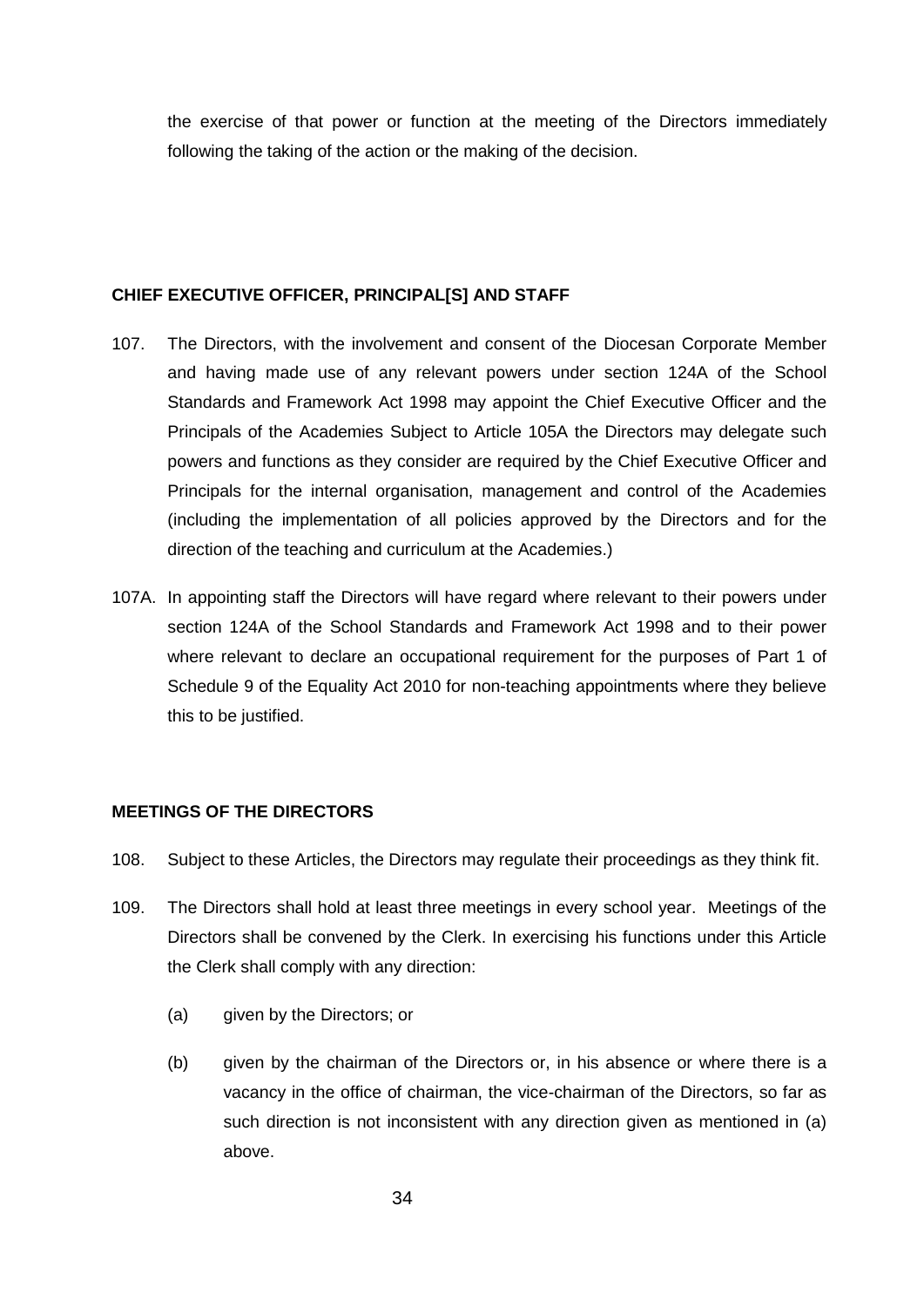the exercise of that power or function at the meeting of the Directors immediately following the taking of the action or the making of the decision.

**CHIEF EXECUTIVE OFFICER, PRINCIPAL[S] AND STAFF**

107. The Directors, with the involvement and consent of the Diocesan Corporate Member and having made use of any relevant powers under section 124A of the School Standards and Framework Act 1998 may appoint the Chief Executive Officer and the Principals of the Academies Subject to Article 105A the Directors may delegate such powers and functions as they consider are required by the Chief Executive Officer and Principals for the internal organisation, management and control of the Academies (including the implementation of all policies approved by the Directors and for the direction of the teaching and curriculum at the Academies.)

107A. In appointing staff the Directors will have regard where relevant to their powers under section 124A of the School Standards and Framework Act 1998 and to their power where relevant to declare an occupational requirement for the purposes of Part 1 of Schedule 9 of the Equality Act 2010 for non-teaching appointments where they believe this to be justified.

**MEETINGS OF THE DIRECTORS**

108. Subject to these Articles, the Directors may regulate their proceedings as they think fit.

109. The Directors shall hold at least three meetings in every school year. Meetings of the Directors shall be convened by the Clerk. In exercising his functions under this Article the Clerk shall comply with any direction:

    (a) given by the Directors; or

    (b) given by the chairman of the Directors or, in his absence or where there is a vacancy in the office of chairman, the vice-chairman of the Directors, so far as such direction is not inconsistent with any direction given as mentioned in (a) above.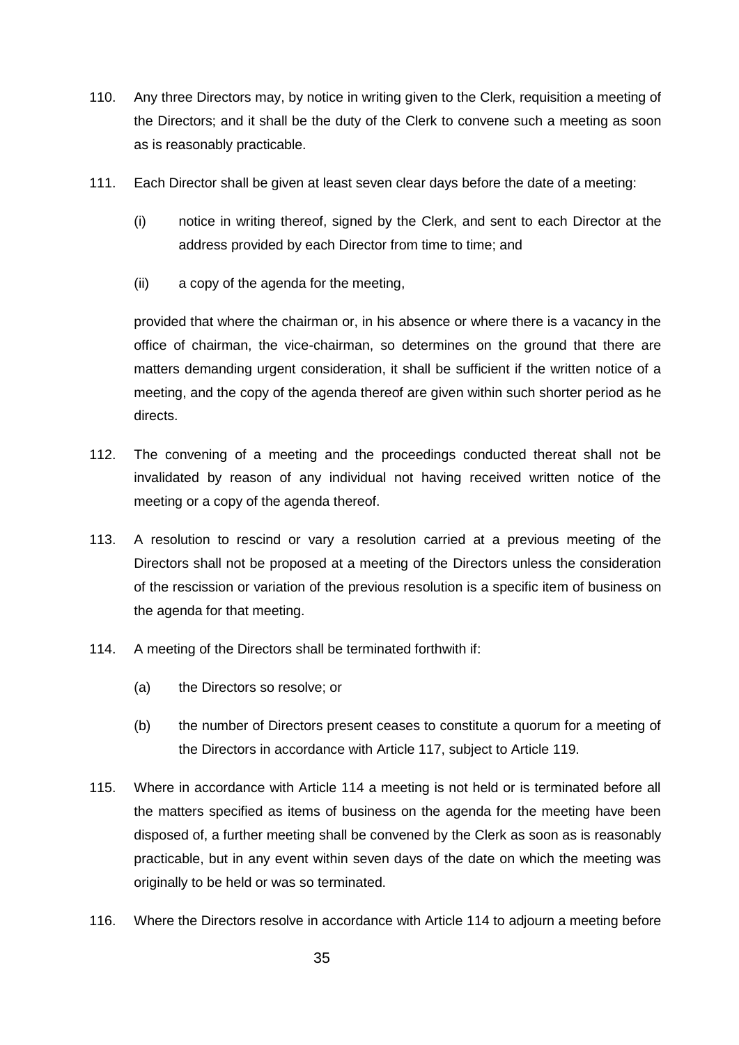110. Any three Directors may, by notice in writing given to the Clerk, requisition a meeting of the Directors; and it shall be the duty of the Clerk to convene such a meeting as soon as is reasonably practicable.

111. Each Director shall be given at least seven clear days before the date of a meeting:

   (i) notice in writing thereof, signed by the Clerk, and sent to each Director at the address provided by each Director from time to time; and

   (ii) a copy of the agenda for the meeting,

   provided that where the chairman or, in his absence or where there is a vacancy in the office of chairman, the vice-chairman, so determines on the ground that there are matters demanding urgent consideration, it shall be sufficient if the written notice of a meeting, and the copy of the agenda thereof are given within such shorter period as he directs.

112. The convening of a meeting and the proceedings conducted thereat shall not be invalidated by reason of any individual not having received written notice of the meeting or a copy of the agenda thereof.

113. A resolution to rescind or vary a resolution carried at a previous meeting of the Directors shall not be proposed at a meeting of the Directors unless the consideration of the rescission or variation of the previous resolution is a specific item of business on the agenda for that meeting.

114. A meeting of the Directors shall be terminated forthwith if:

   (a) the Directors so resolve; or

   (b) the number of Directors present ceases to constitute a quorum for a meeting of the Directors in accordance with Article 117, subject to Article 119.

115. Where in accordance with Article 114 a meeting is not held or is terminated before all the matters specified as items of business on the agenda for the meeting have been disposed of, a further meeting shall be convened by the Clerk as soon as is reasonably practicable, but in any event within seven days of the date on which the meeting was originally to be held or was so terminated.

116. Where the Directors resolve in accordance with Article 114 to adjourn a meeting before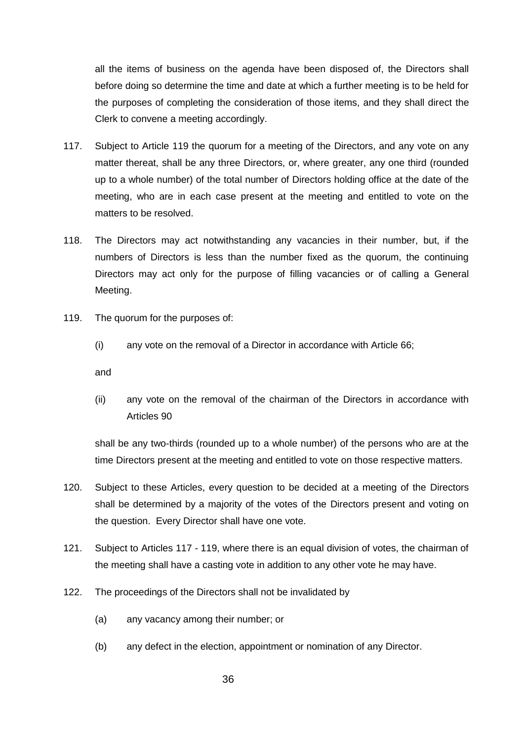all the items of business on the agenda have been disposed of, the Directors shall before doing so determine the time and date at which a further meeting is to be held for the purposes of completing the consideration of those items, and they shall direct the Clerk to convene a meeting accordingly.

117. Subject to Article 119 the quorum for a meeting of the Directors, and any vote on any matter thereat, shall be any three Directors, or, where greater, any one third (rounded up to a whole number) of the total number of Directors holding office at the date of the meeting, who are in each case present at the meeting and entitled to vote on the matters to be resolved.

118. The Directors may act notwithstanding any vacancies in their number, but, if the numbers of Directors is less than the number fixed as the quorum, the continuing Directors may act only for the purpose of filling vacancies or of calling a General Meeting.

119. The quorum for the purposes of:

  (i) any vote on the removal of a Director in accordance with Article 66;

  and

  (ii) any vote on the removal of the chairman of the Directors in accordance with Articles 90

  shall be any two-thirds (rounded up to a whole number) of the persons who are at the time Directors present at the meeting and entitled to vote on those respective matters.

120. Subject to these Articles, every question to be decided at a meeting of the Directors shall be determined by a majority of the votes of the Directors present and voting on the question. Every Director shall have one vote.

121. Subject to Articles 117 - 119, where there is an equal division of votes, the chairman of the meeting shall have a casting vote in addition to any other vote he may have.

122. The proceedings of the Directors shall not be invalidated by

  (a) any vacancy among their number; or

  (b) any defect in the election, appointment or nomination of any Director.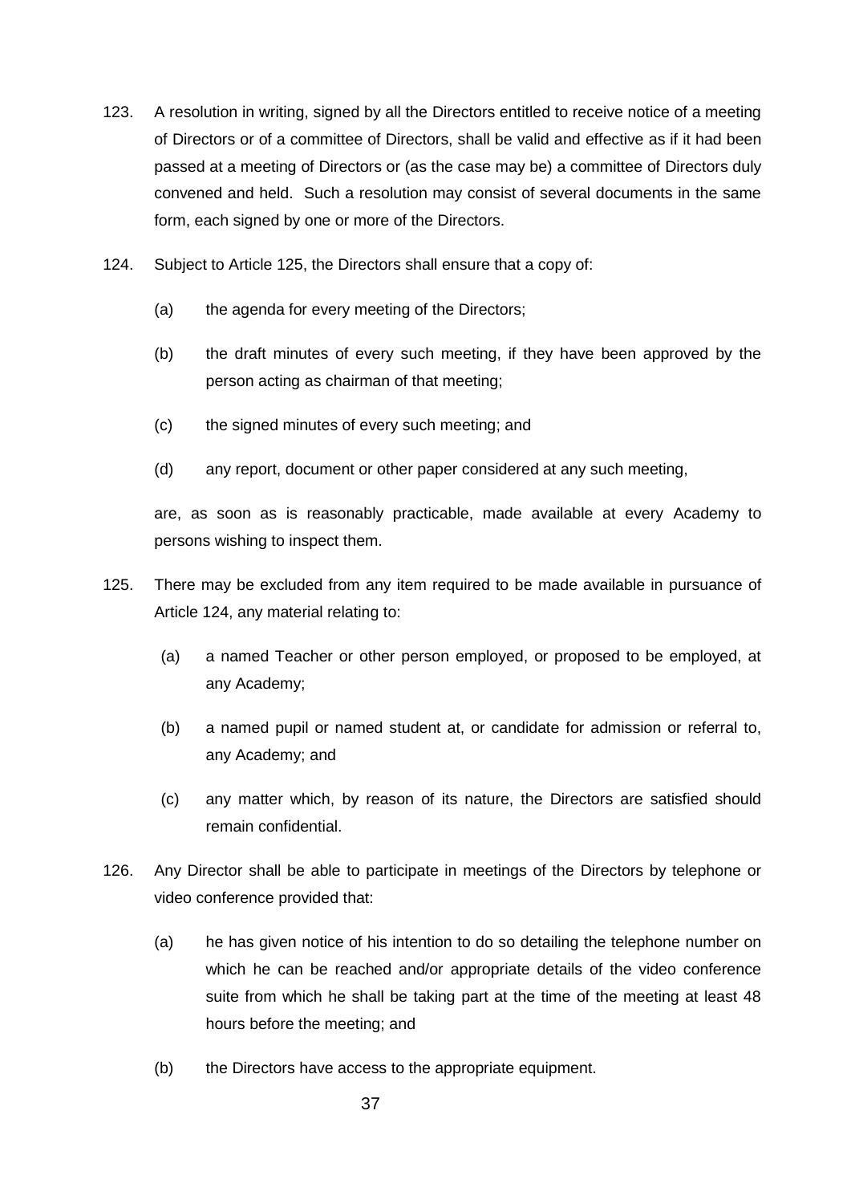123. A resolution in writing, signed by all the Directors entitled to receive notice of a meeting of Directors or of a committee of Directors, shall be valid and effective as if it had been passed at a meeting of Directors or (as the case may be) a committee of Directors duly convened and held. Such a resolution may consist of several documents in the same form, each signed by one or more of the Directors.

124. Subject to Article 125, the Directors shall ensure that a copy of:

   (a) the agenda for every meeting of the Directors;

   (b) the draft minutes of every such meeting, if they have been approved by the person acting as chairman of that meeting;

   (c) the signed minutes of every such meeting; and

   (d) any report, document or other paper considered at any such meeting,

   are, as soon as is reasonably practicable, made available at every Academy to persons wishing to inspect them.

125. There may be excluded from any item required to be made available in pursuance of Article 124, any material relating to:

   (a) a named Teacher or other person employed, or proposed to be employed, at any Academy;

   (b) a named pupil or named student at, or candidate for admission or referral to, any Academy; and

   (c) any matter which, by reason of its nature, the Directors are satisfied should remain confidential.

126. Any Director shall be able to participate in meetings of the Directors by telephone or video conference provided that:

   (a) he has given notice of his intention to do so detailing the telephone number on which he can be reached and/or appropriate details of the video conference suite from which he shall be taking part at the time of the meeting at least 48 hours before the meeting; and

   (b) the Directors have access to the appropriate equipment.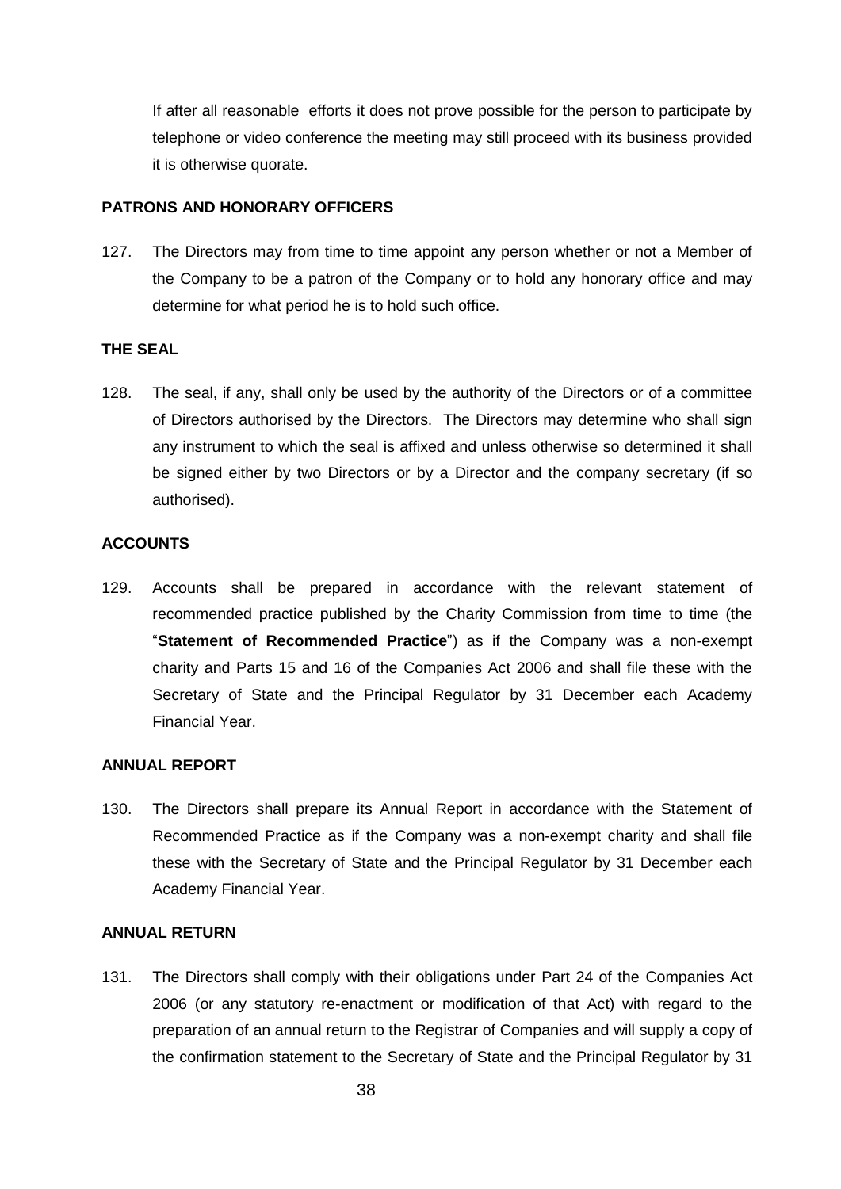If after all reasonable efforts it does not prove possible for the person to participate by telephone or video conference the meeting may still proceed with its business provided it is otherwise quorate.

**PATRONS AND HONORARY OFFICERS**

127. The Directors may from time to time appoint any person whether or not a Member of the Company to be a patron of the Company or to hold any honorary office and may determine for what period he is to hold such office.

**THE SEAL**

128. The seal, if any, shall only be used by the authority of the Directors or of a committee of Directors authorised by the Directors. The Directors may determine who shall sign any instrument to which the seal is affixed and unless otherwise so determined it shall be signed either by two Directors or by a Director and the company secretary (if so authorised).

**ACCOUNTS**

129. Accounts shall be prepared in accordance with the relevant statement of recommended practice published by the Charity Commission from time to time (the "**Statement of Recommended Practice**") as if the Company was a non-exempt charity and Parts 15 and 16 of the Companies Act 2006 and shall file these with the Secretary of State and the Principal Regulator by 31 December each Academy Financial Year.

**ANNUAL REPORT**

130. The Directors shall prepare its Annual Report in accordance with the Statement of Recommended Practice as if the Company was a non-exempt charity and shall file these with the Secretary of State and the Principal Regulator by 31 December each Academy Financial Year.

**ANNUAL RETURN**

131. The Directors shall comply with their obligations under Part 24 of the Companies Act 2006 (or any statutory re-enactment or modification of that Act) with regard to the preparation of an annual return to the Registrar of Companies and will supply a copy of the confirmation statement to the Secretary of State and the Principal Regulator by 31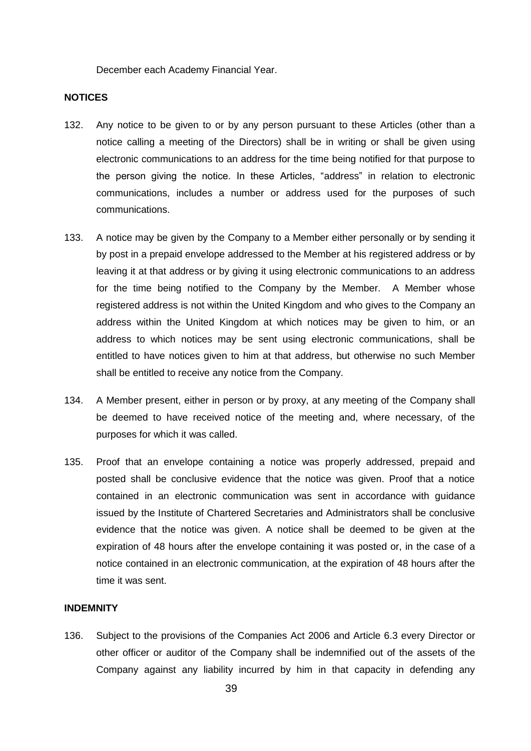December each Academy Financial Year.

**NOTICES**

132. Any notice to be given to or by any person pursuant to these Articles (other than a notice calling a meeting of the Directors) shall be in writing or shall be given using electronic communications to an address for the time being notified for that purpose to the person giving the notice. In these Articles, "address" in relation to electronic communications, includes a number or address used for the purposes of such communications.

133. A notice may be given by the Company to a Member either personally or by sending it by post in a prepaid envelope addressed to the Member at his registered address or by leaving it at that address or by giving it using electronic communications to an address for the time being notified to the Company by the Member. A Member whose registered address is not within the United Kingdom and who gives to the Company an address within the United Kingdom at which notices may be given to him, or an address to which notices may be sent using electronic communications, shall be entitled to have notices given to him at that address, but otherwise no such Member shall be entitled to receive any notice from the Company.

134. A Member present, either in person or by proxy, at any meeting of the Company shall be deemed to have received notice of the meeting and, where necessary, of the purposes for which it was called.

135. Proof that an envelope containing a notice was properly addressed, prepaid and posted shall be conclusive evidence that the notice was given. Proof that a notice contained in an electronic communication was sent in accordance with guidance issued by the Institute of Chartered Secretaries and Administrators shall be conclusive evidence that the notice was given. A notice shall be deemed to be given at the expiration of 48 hours after the envelope containing it was posted or, in the case of a notice contained in an electronic communication, at the expiration of 48 hours after the time it was sent.

**INDEMNITY**

136. Subject to the provisions of the Companies Act 2006 and Article 6.3 every Director or other officer or auditor of the Company shall be indemnified out of the assets of the Company against any liability incurred by him in that capacity in defending any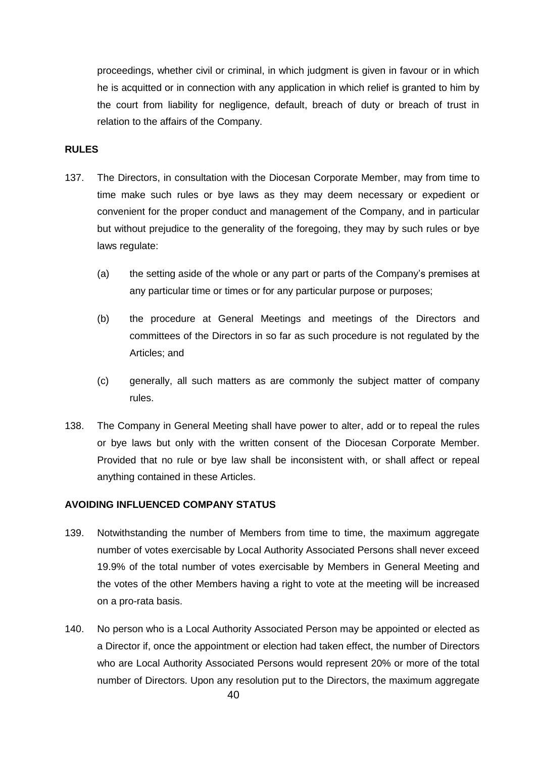proceedings, whether civil or criminal, in which judgment is given in favour or in which he is acquitted or in connection with any application in which relief is granted to him by the court from liability for negligence, default, breach of duty or breach of trust in relation to the affairs of the Company.

**RULES**

137. The Directors, in consultation with the Diocesan Corporate Member, may from time to time make such rules or bye laws as they may deem necessary or expedient or convenient for the proper conduct and management of the Company, and in particular but without prejudice to the generality of the foregoing, they may by such rules or bye laws regulate:

   (a) the setting aside of the whole or any part or parts of the Company's premises at any particular time or times or for any particular purpose or purposes;

   (b) the procedure at General Meetings and meetings of the Directors and committees of the Directors in so far as such procedure is not regulated by the Articles; and

   (c) generally, all such matters as are commonly the subject matter of company rules.

138. The Company in General Meeting shall have power to alter, add or to repeal the rules or bye laws but only with the written consent of the Diocesan Corporate Member. Provided that no rule or bye law shall be inconsistent with, or shall affect or repeal anything contained in these Articles.

**AVOIDING INFLUENCED COMPANY STATUS**

139. Notwithstanding the number of Members from time to time, the maximum aggregate number of votes exercisable by Local Authority Associated Persons shall never exceed 19.9% of the total number of votes exercisable by Members in General Meeting and the votes of the other Members having a right to vote at the meeting will be increased on a pro-rata basis.

140. No person who is a Local Authority Associated Person may be appointed or elected as a Director if, once the appointment or election had taken effect, the number of Directors who are Local Authority Associated Persons would represent 20% or more of the total number of Directors. Upon any resolution put to the Directors, the maximum aggregate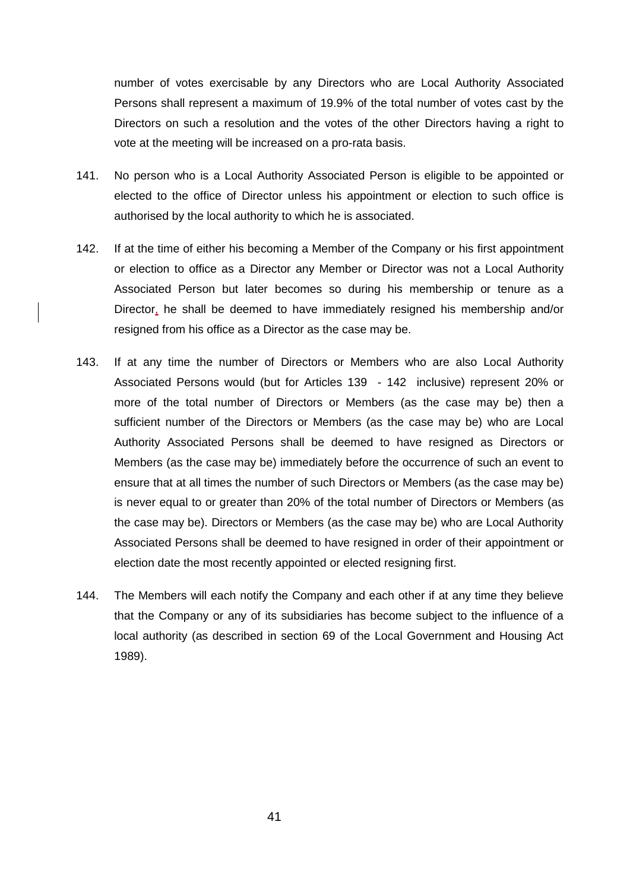number of votes exercisable by any Directors who are Local Authority Associated Persons shall represent a maximum of 19.9% of the total number of votes cast by the Directors on such a resolution and the votes of the other Directors having a right to vote at the meeting will be increased on a pro-rata basis.

141. No person who is a Local Authority Associated Person is eligible to be appointed or elected to the office of Director unless his appointment or election to such office is authorised by the local authority to which he is associated.

142. If at the time of either his becoming a Member of the Company or his first appointment or election to office as a Director any Member or Director was not a Local Authority Associated Person but later becomes so during his membership or tenure as a Director, he shall be deemed to have immediately resigned his membership and/or resigned from his office as a Director as the case may be.

143. If at any time the number of Directors or Members who are also Local Authority Associated Persons would (but for Articles 139 - 142 inclusive) represent 20% or more of the total number of Directors or Members (as the case may be) then a sufficient number of the Directors or Members (as the case may be) who are Local Authority Associated Persons shall be deemed to have resigned as Directors or Members (as the case may be) immediately before the occurrence of such an event to ensure that at all times the number of such Directors or Members (as the case may be) is never equal to or greater than 20% of the total number of Directors or Members (as the case may be). Directors or Members (as the case may be) who are Local Authority Associated Persons shall be deemed to have resigned in order of their appointment or election date the most recently appointed or elected resigning first.

144. The Members will each notify the Company and each other if at any time they believe that the Company or any of its subsidiaries has become subject to the influence of a local authority (as described in section 69 of the Local Government and Housing Act 1989).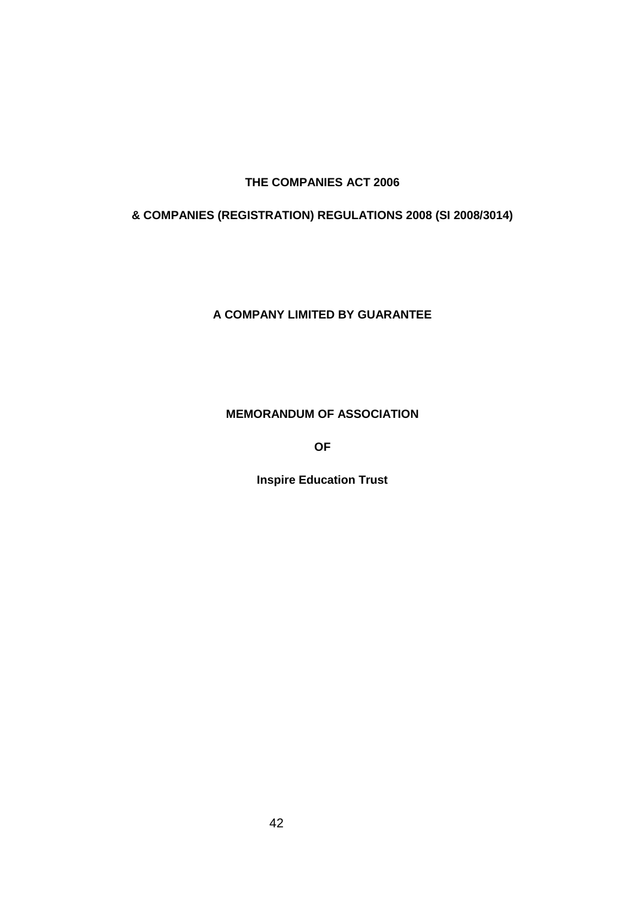**THE COMPANIES ACT 2006**

**& COMPANIES (REGISTRATION) REGULATIONS 2008 (SI 2008/3014)**

**A COMPANY LIMITED BY GUARANTEE**

**MEMORANDUM OF ASSOCIATION**

**OF**

**Inspire Education Trust**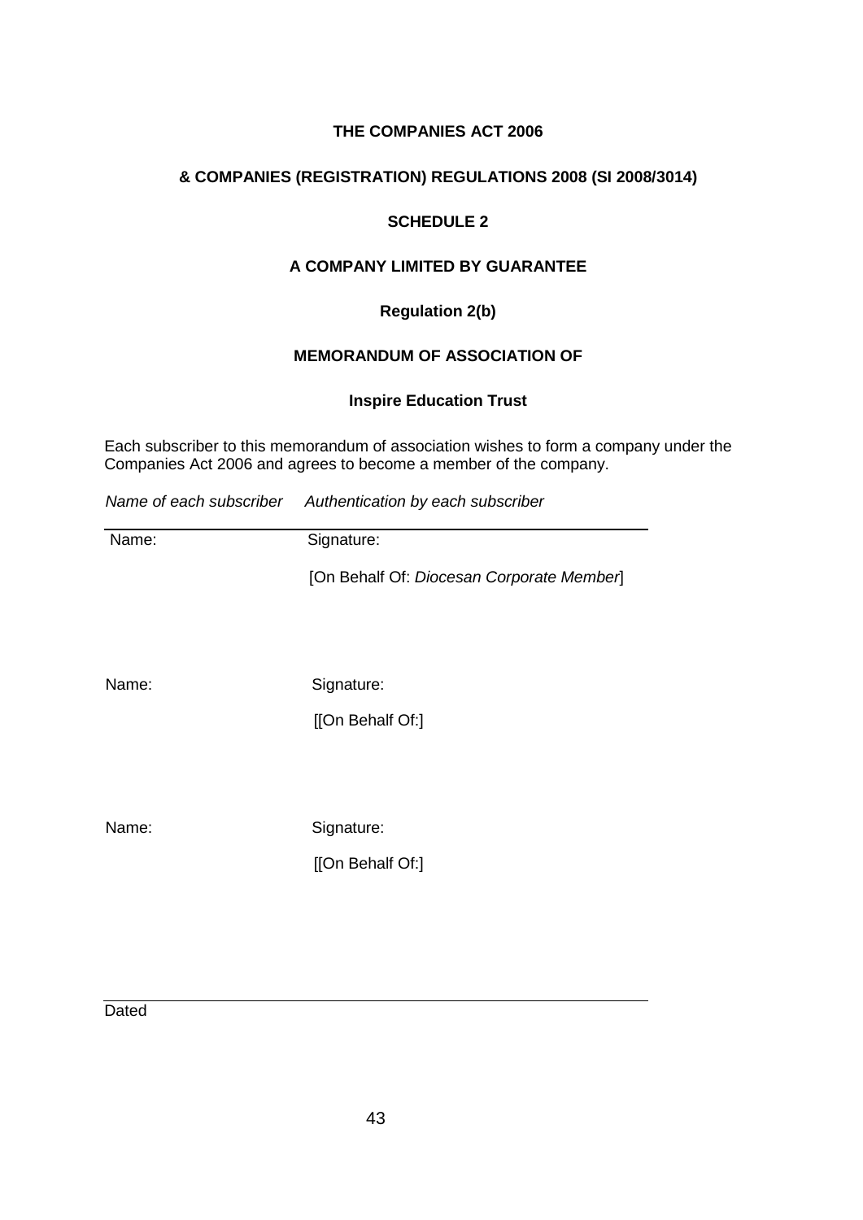**THE COMPANIES ACT 2006**

**& COMPANIES (REGISTRATION) REGULATIONS 2008 (SI 2008/3014)**

**SCHEDULE 2**

**A COMPANY LIMITED BY GUARANTEE**

**Regulation 2(b)**

**MEMORANDUM OF ASSOCIATION OF**

**Inspire Education Trust**

Each subscriber to this memorandum of association wishes to form a company under the Companies Act 2006 and agrees to become a member of the company.

| *Name of each subscriber* | *Authentication by each subscriber* |
|---|---|
| Name: | Signature:<br>[On Behalf Of: *Diocesan Corporate Member*] |
| Name: | Signature:<br>[[On Behalf Of:] |
| Name: | Signature:<br>[[On Behalf Of:] |

Dated